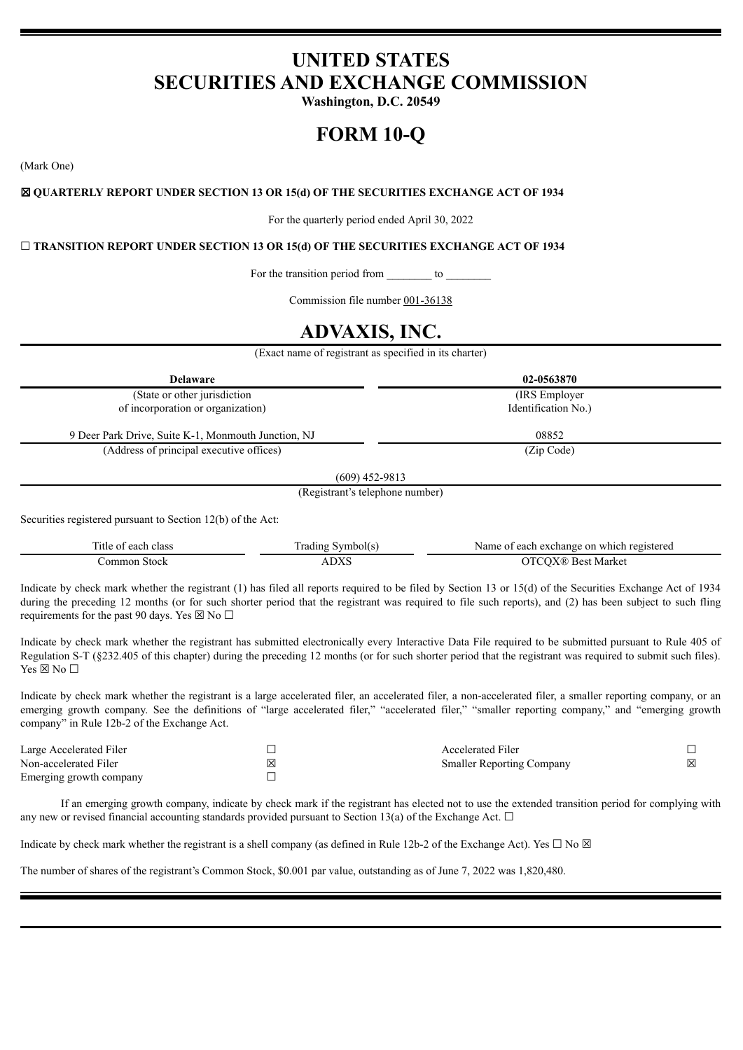# UNITED STATES
# SECURITIES AND EXCHANGE COMMISSION

**Washington, D.C. 20549**

# FORM 10-Q

(Mark One)

**☒ QUARTERLY REPORT UNDER SECTION 13 OR 15(d) OF THE SECURITIES EXCHANGE ACT OF 1934**

For the quarterly period ended April 30, 2022

**☐ TRANSITION REPORT UNDER SECTION 13 OR 15(d) OF THE SECURITIES EXCHANGE ACT OF 1934**

For the transition period from ________ to ________

Commission file number 001-36138

# ADVAXIS, INC.

(Exact name of registrant as specified in its charter)

| **Delaware** | **02-0563870** |
|---|---|
| (State or other jurisdiction of incorporation or organization) | (IRS Employer Identification No.) |
| 9 Deer Park Drive, Suite K-1, Monmouth Junction, NJ | 08852 |
| (Address of principal executive offices) | (Zip Code) |

(609) 452-9813

(Registrant's telephone number)

Securities registered pursuant to Section 12(b) of the Act:

| Title of each class | Trading Symbol(s) | Name of each exchange on which registered |
|---|---|---|
| Common Stock | ADXS | OTCQX® Best Market |

Indicate by check mark whether the registrant (1) has filed all reports required to be filed by Section 13 or 15(d) of the Securities Exchange Act of 1934 during the preceding 12 months (or for such shorter period that the registrant was required to file such reports), and (2) has been subject to such fling requirements for the past 90 days. Yes ☒ No ☐

Indicate by check mark whether the registrant has submitted electronically every Interactive Data File required to be submitted pursuant to Rule 405 of Regulation S-T (§232.405 of this chapter) during the preceding 12 months (or for such shorter period that the registrant was required to submit such files). Yes ☒ No ☐

Indicate by check mark whether the registrant is a large accelerated filer, an accelerated filer, a non-accelerated filer, a smaller reporting company, or an emerging growth company. See the definitions of "large accelerated filer," "accelerated filer," "smaller reporting company," and "emerging growth company" in Rule 12b-2 of the Exchange Act.

| | | | |
|---|---|---|---|
| Large Accelerated Filer | ☐ | Accelerated Filer | ☐ |
| Non-accelerated Filer | ☒ | Smaller Reporting Company | ☒ |
| Emerging growth company | ☐ | | |

If an emerging growth company, indicate by check mark if the registrant has elected not to use the extended transition period for complying with any new or revised financial accounting standards provided pursuant to Section 13(a) of the Exchange Act. ☐

Indicate by check mark whether the registrant is a shell company (as defined in Rule 12b-2 of the Exchange Act). Yes ☐ No ☒

The number of shares of the registrant's Common Stock, $0.001 par value, outstanding as of June 7, 2022 was 1,820,480.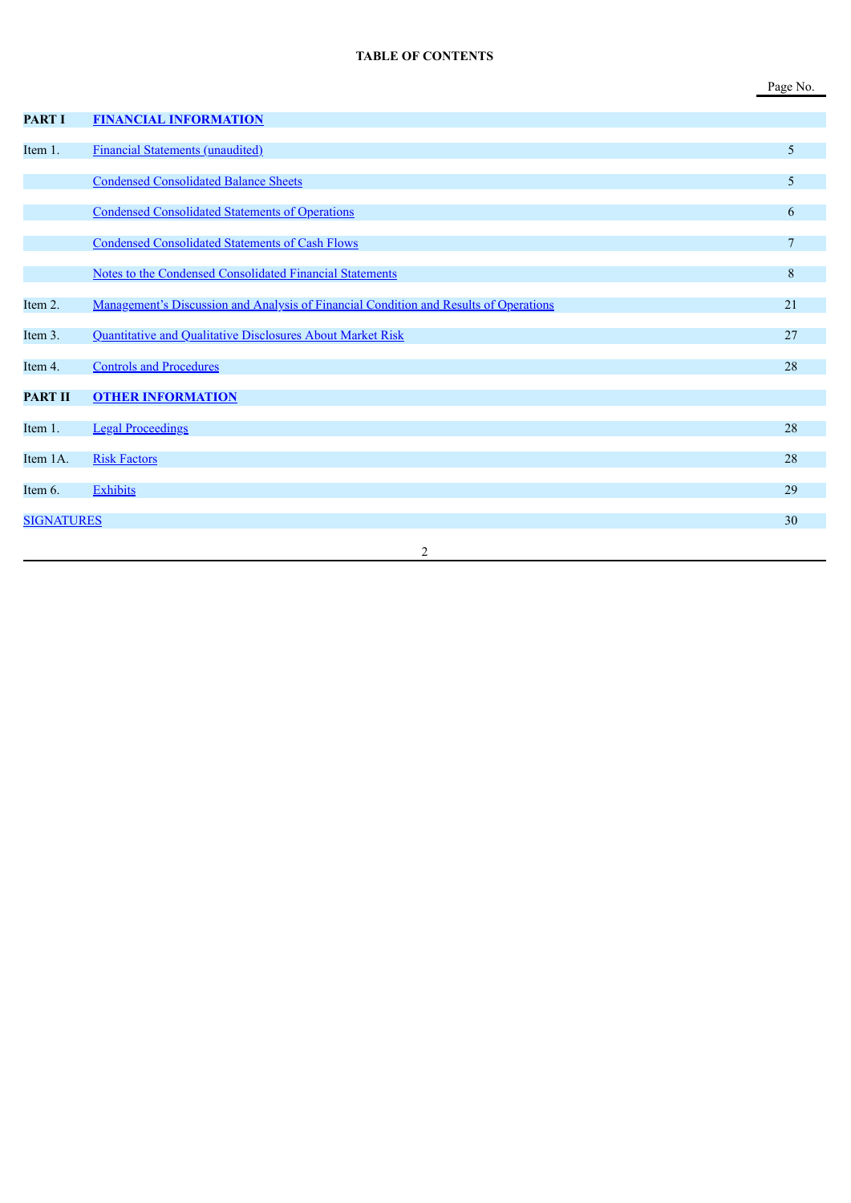# TABLE OF CONTENTS

| | | Page No. |
|---|---|---|
| **PART I** | **FINANCIAL INFORMATION** | |
| Item 1. | Financial Statements (unaudited) | 5 |
| | Condensed Consolidated Balance Sheets | 5 |
| | Condensed Consolidated Statements of Operations | 6 |
| | Condensed Consolidated Statements of Cash Flows | 7 |
| | Notes to the Condensed Consolidated Financial Statements | 8 |
| Item 2. | Management's Discussion and Analysis of Financial Condition and Results of Operations | 21 |
| Item 3. | Quantitative and Qualitative Disclosures About Market Risk | 27 |
| Item 4. | Controls and Procedures | 28 |
| **PART II** | **OTHER INFORMATION** | |
| Item 1. | Legal Proceedings | 28 |
| Item 1A. | Risk Factors | 28 |
| Item 6. | Exhibits | 29 |
| SIGNATURES | | 30 |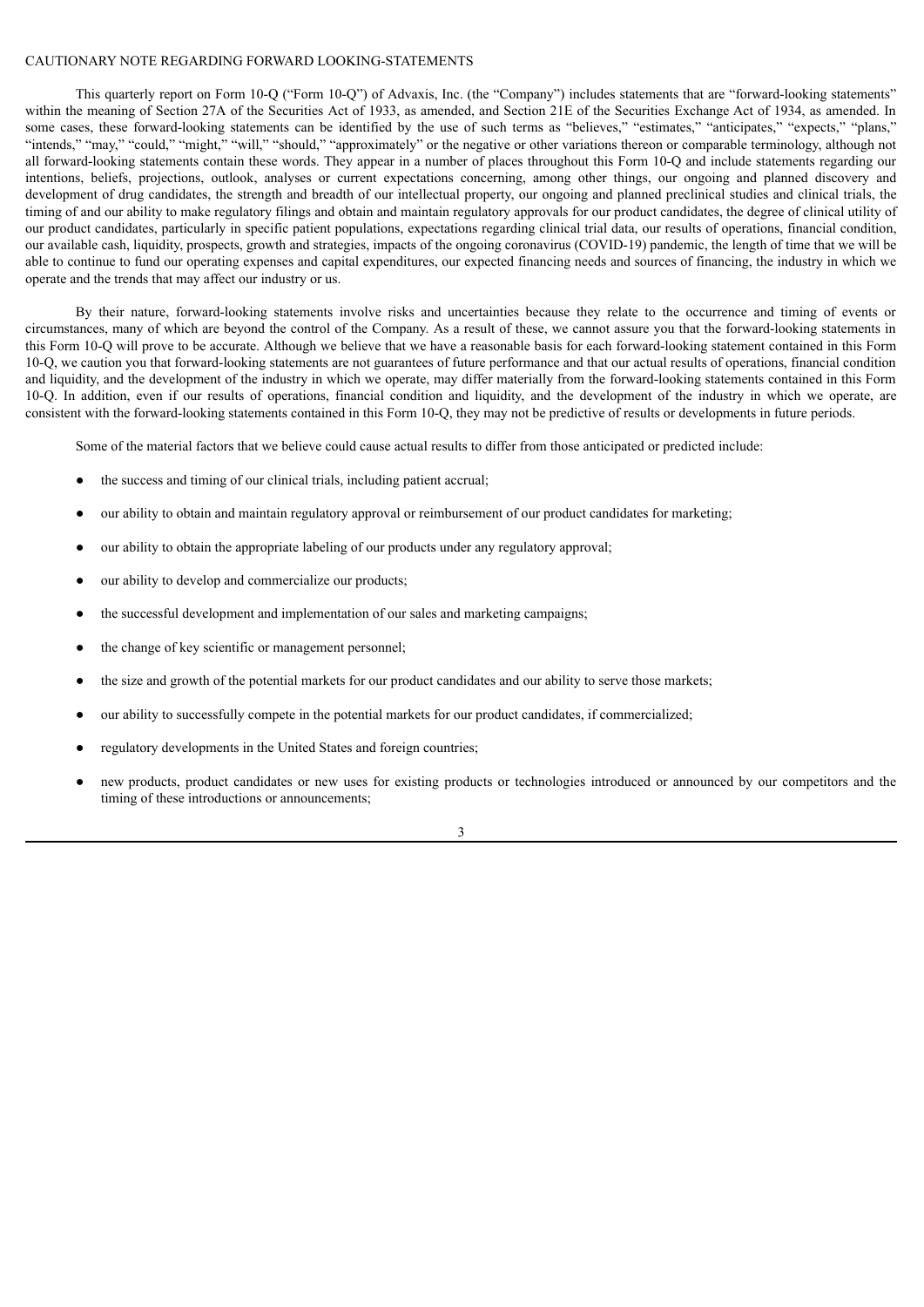# CAUTIONARY NOTE REGARDING FORWARD LOOKING-STATEMENTS

This quarterly report on Form 10-Q ("Form 10-Q") of Advaxis, Inc. (the "Company") includes statements that are "forward-looking statements" within the meaning of Section 27A of the Securities Act of 1933, as amended, and Section 21E of the Securities Exchange Act of 1934, as amended. In some cases, these forward-looking statements can be identified by the use of such terms as "believes," "estimates," "anticipates," "expects," "plans," "intends," "may," "could," "might," "will," "should," "approximately" or the negative or other variations thereon or comparable terminology, although not all forward-looking statements contain these words. They appear in a number of places throughout this Form 10-Q and include statements regarding our intentions, beliefs, projections, outlook, analyses or current expectations concerning, among other things, our ongoing and planned discovery and development of drug candidates, the strength and breadth of our intellectual property, our ongoing and planned preclinical studies and clinical trials, the timing of and our ability to make regulatory filings and obtain and maintain regulatory approvals for our product candidates, the degree of clinical utility of our product candidates, particularly in specific patient populations, expectations regarding clinical trial data, our results of operations, financial condition, our available cash, liquidity, prospects, growth and strategies, impacts of the ongoing coronavirus (COVID-19) pandemic, the length of time that we will be able to continue to fund our operating expenses and capital expenditures, our expected financing needs and sources of financing, the industry in which we operate and the trends that may affect our industry or us.

By their nature, forward-looking statements involve risks and uncertainties because they relate to the occurrence and timing of events or circumstances, many of which are beyond the control of the Company. As a result of these, we cannot assure you that the forward-looking statements in this Form 10-Q will prove to be accurate. Although we believe that we have a reasonable basis for each forward-looking statement contained in this Form 10-Q, we caution you that forward-looking statements are not guarantees of future performance and that our actual results of operations, financial condition and liquidity, and the development of the industry in which we operate, may differ materially from the forward-looking statements contained in this Form 10-Q. In addition, even if our results of operations, financial condition and liquidity, and the development of the industry in which we operate, are consistent with the forward-looking statements contained in this Form 10-Q, they may not be predictive of results or developments in future periods.

Some of the material factors that we believe could cause actual results to differ from those anticipated or predicted include:

- the success and timing of our clinical trials, including patient accrual;
- our ability to obtain and maintain regulatory approval or reimbursement of our product candidates for marketing;
- our ability to obtain the appropriate labeling of our products under any regulatory approval;
- our ability to develop and commercialize our products;
- the successful development and implementation of our sales and marketing campaigns;
- the change of key scientific or management personnel;
- the size and growth of the potential markets for our product candidates and our ability to serve those markets;
- our ability to successfully compete in the potential markets for our product candidates, if commercialized;
- regulatory developments in the United States and foreign countries;
- new products, product candidates or new uses for existing products or technologies introduced or announced by our competitors and the timing of these introductions or announcements;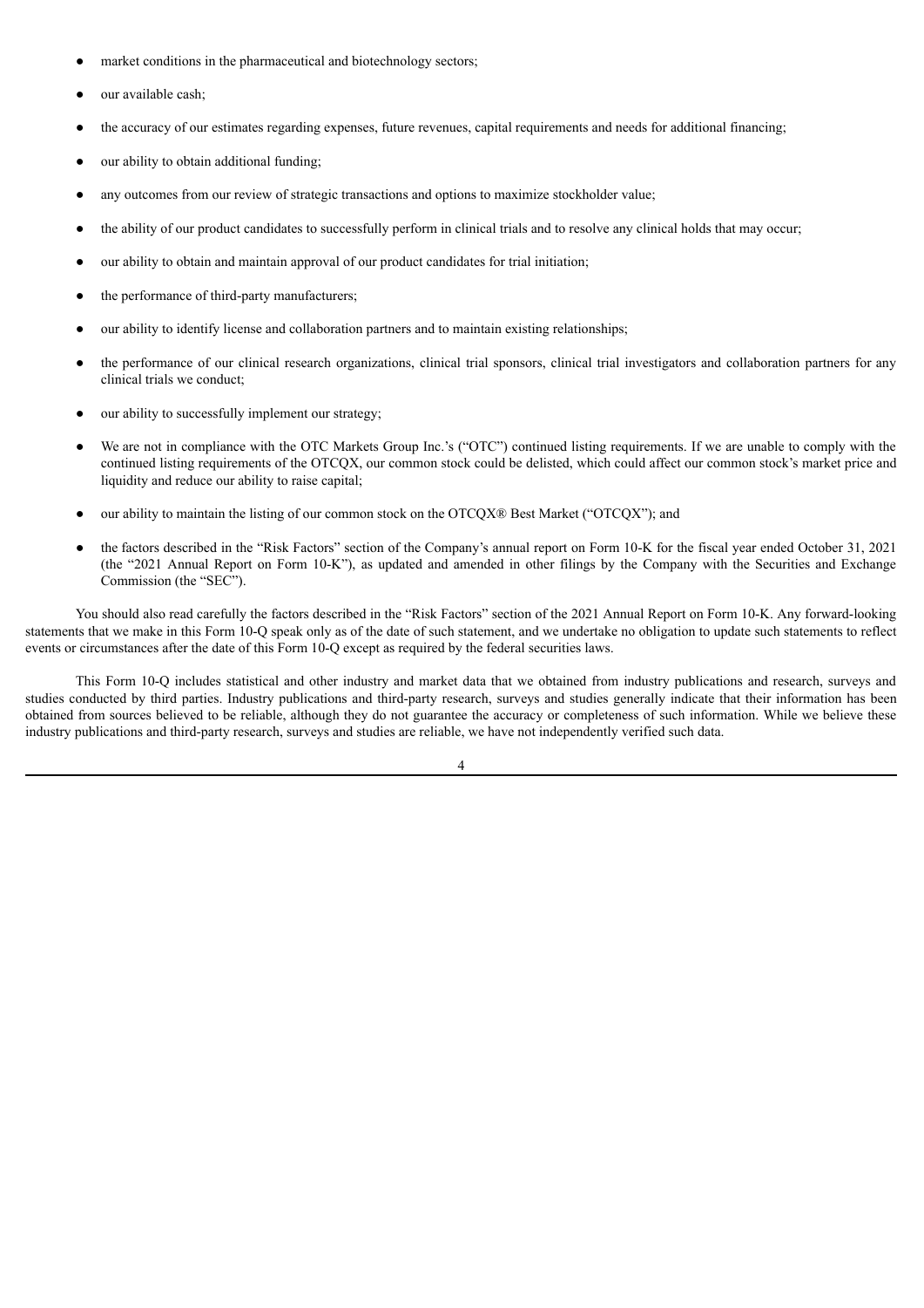- market conditions in the pharmaceutical and biotechnology sectors;
- our available cash;
- the accuracy of our estimates regarding expenses, future revenues, capital requirements and needs for additional financing;
- our ability to obtain additional funding;
- any outcomes from our review of strategic transactions and options to maximize stockholder value;
- the ability of our product candidates to successfully perform in clinical trials and to resolve any clinical holds that may occur;
- our ability to obtain and maintain approval of our product candidates for trial initiation;
- the performance of third-party manufacturers;
- our ability to identify license and collaboration partners and to maintain existing relationships;
- the performance of our clinical research organizations, clinical trial sponsors, clinical trial investigators and collaboration partners for any clinical trials we conduct;
- our ability to successfully implement our strategy;
- We are not in compliance with the OTC Markets Group Inc.'s ("OTC") continued listing requirements. If we are unable to comply with the continued listing requirements of the OTCQX, our common stock could be delisted, which could affect our common stock's market price and liquidity and reduce our ability to raise capital;
- our ability to maintain the listing of our common stock on the OTCQX® Best Market ("OTCQX"); and
- the factors described in the "Risk Factors" section of the Company's annual report on Form 10-K for the fiscal year ended October 31, 2021 (the "2021 Annual Report on Form 10-K"), as updated and amended in other filings by the Company with the Securities and Exchange Commission (the "SEC").

You should also read carefully the factors described in the "Risk Factors" section of the 2021 Annual Report on Form 10-K. Any forward-looking statements that we make in this Form 10-Q speak only as of the date of such statement, and we undertake no obligation to update such statements to reflect events or circumstances after the date of this Form 10-Q except as required by the federal securities laws.

This Form 10-Q includes statistical and other industry and market data that we obtained from industry publications and research, surveys and studies conducted by third parties. Industry publications and third-party research, surveys and studies generally indicate that their information has been obtained from sources believed to be reliable, although they do not guarantee the accuracy or completeness of such information. While we believe these industry publications and third-party research, surveys and studies are reliable, we have not independently verified such data.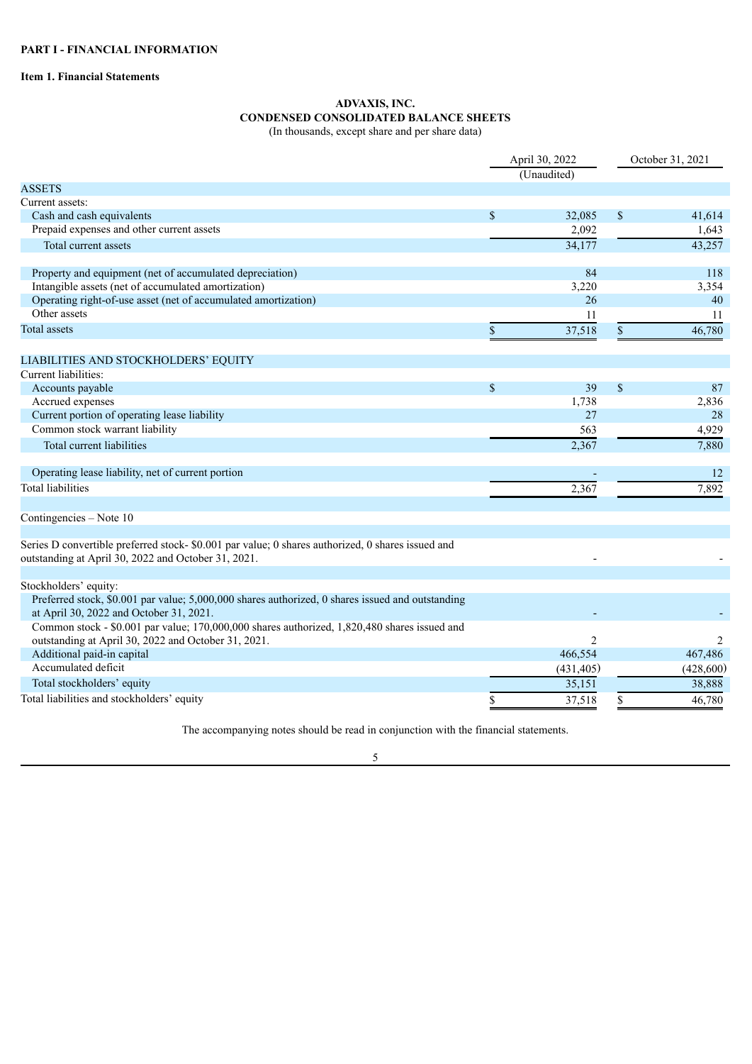**PART I - FINANCIAL INFORMATION**

**Item 1. Financial Statements**

**ADVAXIS, INC.**
**CONDENSED CONSOLIDATED BALANCE SHEETS**
(In thousands, except share and per share data)

| | April 30, 2022 (Unaudited) | October 31, 2021 |
|---|---|---|
| ASSETS | | |
| Current assets: | | |
| Cash and cash equivalents | $ 32,085 | $ 41,614 |
| Prepaid expenses and other current assets | 2,092 | 1,643 |
| Total current assets | 34,177 | 43,257 |
| | | |
| Property and equipment (net of accumulated depreciation) | 84 | 118 |
| Intangible assets (net of accumulated amortization) | 3,220 | 3,354 |
| Operating right-of-use asset (net of accumulated amortization) | 26 | 40 |
| Other assets | 11 | 11 |
| Total assets | $ 37,518 | $ 46,780 |
| | | |
| LIABILITIES AND STOCKHOLDERS' EQUITY | | |
| Current liabilities: | | |
| Accounts payable | $ 39 | $ 87 |
| Accrued expenses | 1,738 | 2,836 |
| Current portion of operating lease liability | 27 | 28 |
| Common stock warrant liability | 563 | 4,929 |
| Total current liabilities | 2,367 | 7,880 |
| | | |
| Operating lease liability, net of current portion | - | 12 |
| Total liabilities | 2,367 | 7,892 |
| | | |
| Contingencies – Note 10 | | |
| | | |
| Series D convertible preferred stock- $0.001 par value; 0 shares authorized, 0 shares issued and outstanding at April 30, 2022 and October 31, 2021. | - | - |
| | | |
| Stockholders' equity: | | |
| Preferred stock, $0.001 par value; 5,000,000 shares authorized, 0 shares issued and outstanding at April 30, 2022 and October 31, 2021. | - | - |
| Common stock - $0.001 par value; 170,000,000 shares authorized, 1,820,480 shares issued and outstanding at April 30, 2022 and October 31, 2021. | 2 | 2 |
| Additional paid-in capital | 466,554 | 467,486 |
| Accumulated deficit | (431,405) | (428,600) |
| Total stockholders' equity | 35,151 | 38,888 |
| Total liabilities and stockholders' equity | $ 37,518 | $ 46,780 |

The accompanying notes should be read in conjunction with the financial statements.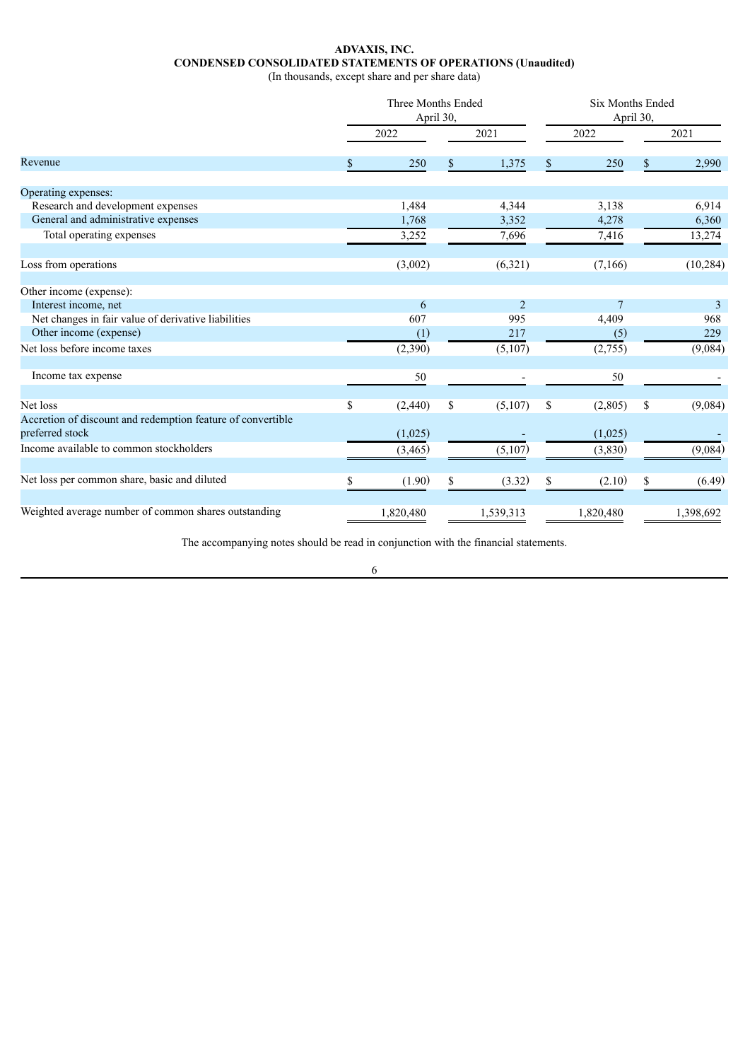**ADVAXIS, INC.**
**CONDENSED CONSOLIDATED STATEMENTS OF OPERATIONS (Unaudited)**
(In thousands, except share and per share data)

| | Three Months Ended April 30, | | Six Months Ended April 30, | |
|---|---|---|---|---|
| | 2022 | 2021 | 2022 | 2021 |
| Revenue | $ 250 | $ 1,375 | $ 250 | $ 2,990 |
| Operating expenses: | | | | |
| Research and development expenses | 1,484 | 4,344 | 3,138 | 6,914 |
| General and administrative expenses | 1,768 | 3,352 | 4,278 | 6,360 |
| Total operating expenses | 3,252 | 7,696 | 7,416 | 13,274 |
| Loss from operations | (3,002) | (6,321) | (7,166) | (10,284) |
| Other income (expense): | | | | |
| Interest income, net | 6 | 2 | 7 | 3 |
| Net changes in fair value of derivative liabilities | 607 | 995 | 4,409 | 968 |
| Other income (expense) | (1) | 217 | (5) | 229 |
| Net loss before income taxes | (2,390) | (5,107) | (2,755) | (9,084) |
| Income tax expense | 50 | - | 50 | - |
| Net loss | $ (2,440) | $ (5,107) | $ (2,805) | $ (9,084) |
| Accretion of discount and redemption feature of convertible preferred stock | (1,025) | - | (1,025) | - |
| Income available to common stockholders | (3,465) | (5,107) | (3,830) | (9,084) |
| Net loss per common share, basic and diluted | $ (1.90) | $ (3.32) | $ (2.10) | $ (6.49) |
| Weighted average number of common shares outstanding | 1,820,480 | 1,539,313 | 1,820,480 | 1,398,692 |

The accompanying notes should be read in conjunction with the financial statements.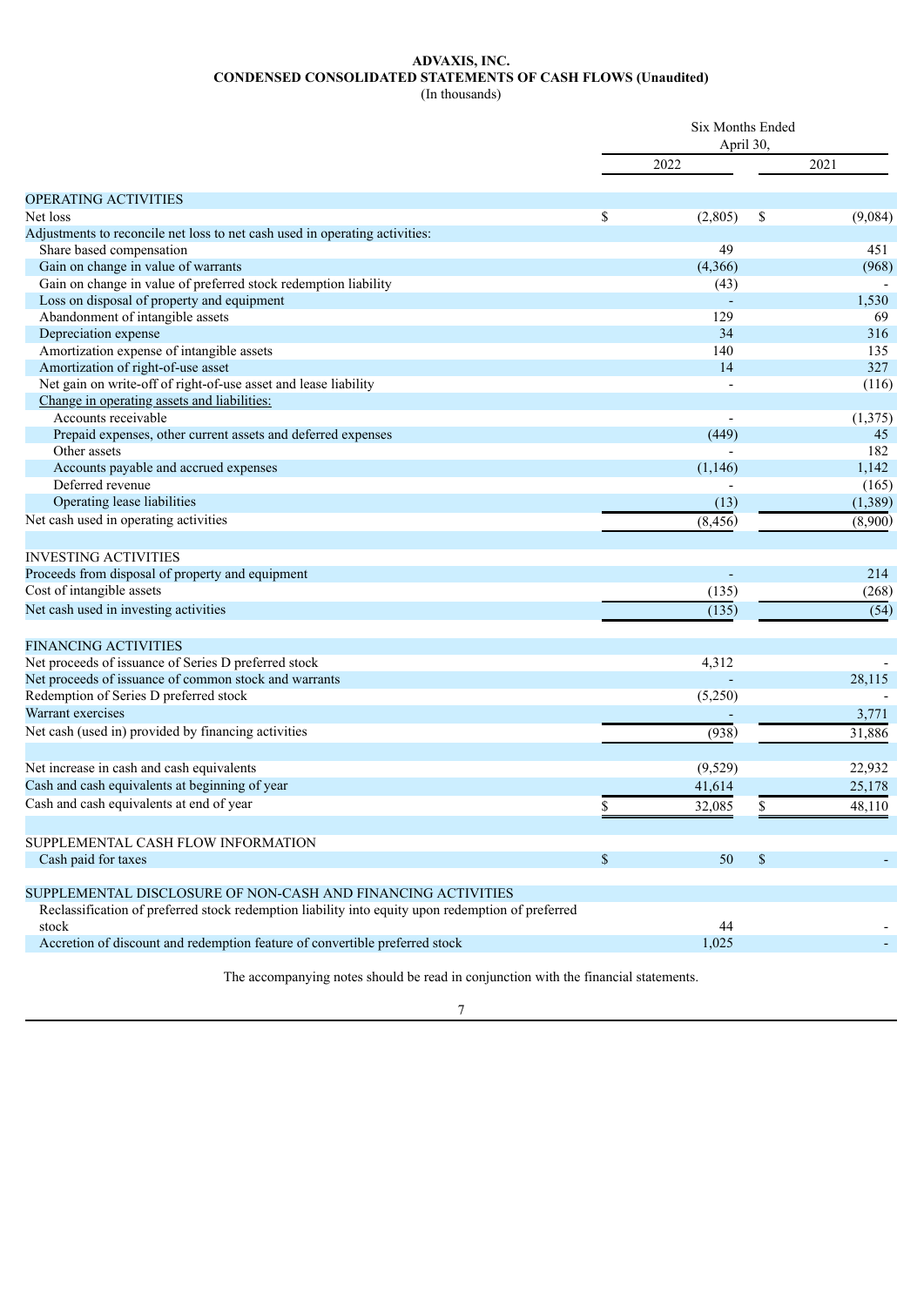**ADVAXIS, INC.**
**CONDENSED CONSOLIDATED STATEMENTS OF CASH FLOWS (Unaudited)**
(In thousands)

| | Six Months Ended April 30, | |
|---|---|---|
| | 2022 | 2021 |
| OPERATING ACTIVITIES | | |
| Net loss | $ (2,805) | $ (9,084) |
| Adjustments to reconcile net loss to net cash used in operating activities: | | |
| Share based compensation | 49 | 451 |
| Gain on change in value of warrants | (4,366) | (968) |
| Gain on change in value of preferred stock redemption liability | (43) | - |
| Loss on disposal of property and equipment | - | 1,530 |
| Abandonment of intangible assets | 129 | 69 |
| Depreciation expense | 34 | 316 |
| Amortization expense of intangible assets | 140 | 135 |
| Amortization of right-of-use asset | 14 | 327 |
| Net gain on write-off of right-of-use asset and lease liability | - | (116) |
| Change in operating assets and liabilities: | | |
| Accounts receivable | - | (1,375) |
| Prepaid expenses, other current assets and deferred expenses | (449) | 45 |
| Other assets | - | 182 |
| Accounts payable and accrued expenses | (1,146) | 1,142 |
| Deferred revenue | - | (165) |
| Operating lease liabilities | (13) | (1,389) |
| Net cash used in operating activities | (8,456) | (8,900) |
| | | |
| INVESTING ACTIVITIES | | |
| Proceeds from disposal of property and equipment | - | 214 |
| Cost of intangible assets | (135) | (268) |
| Net cash used in investing activities | (135) | (54) |
| | | |
| FINANCING ACTIVITIES | | |
| Net proceeds of issuance of Series D preferred stock | 4,312 | - |
| Net proceeds of issuance of common stock and warrants | - | 28,115 |
| Redemption of Series D preferred stock | (5,250) | - |
| Warrant exercises | - | 3,771 |
| Net cash (used in) provided by financing activities | (938) | 31,886 |
| | | |
| Net increase in cash and cash equivalents | (9,529) | 22,932 |
| Cash and cash equivalents at beginning of year | 41,614 | 25,178 |
| Cash and cash equivalents at end of year | $ 32,085 | $ 48,110 |
| | | |
| SUPPLEMENTAL CASH FLOW INFORMATION | | |
| Cash paid for taxes | $ 50 | $ - |
| | | |
| SUPPLEMENTAL DISCLOSURE OF NON-CASH AND FINANCING ACTIVITIES | | |
| Reclassification of preferred stock redemption liability into equity upon redemption of preferred stock | 44 | - |
| Accretion of discount and redemption feature of convertible preferred stock | 1,025 | - |

The accompanying notes should be read in conjunction with the financial statements.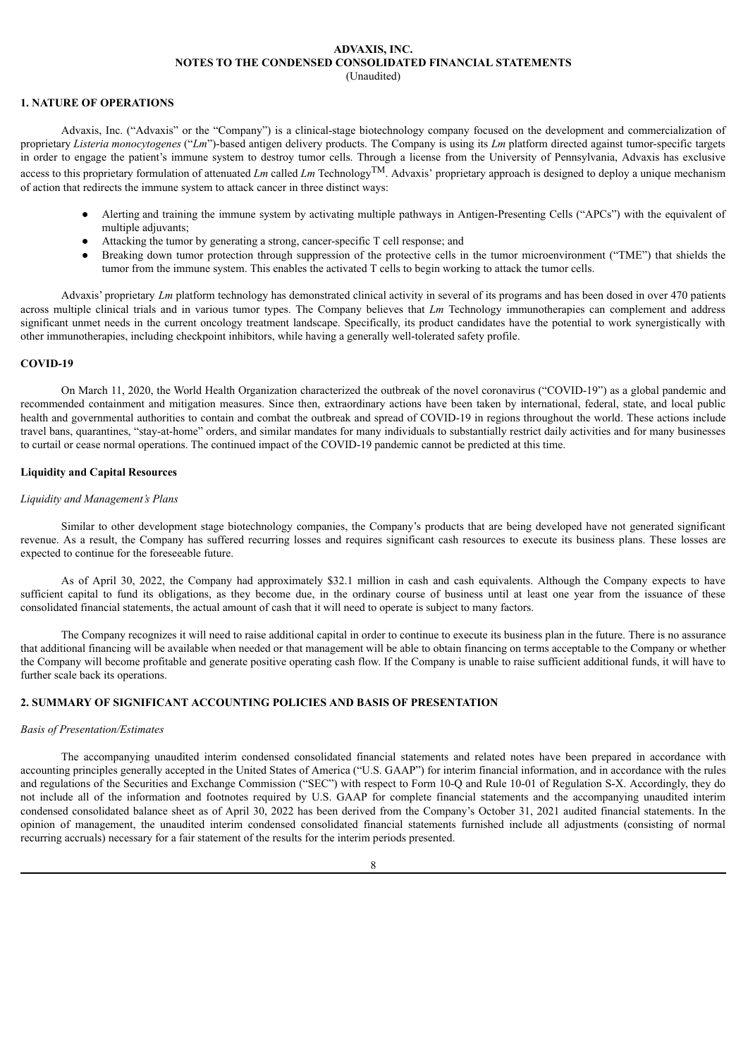# ADVAXIS, INC.
## NOTES TO THE CONDENSED CONSOLIDATED FINANCIAL STATEMENTS
(Unaudited)

### 1. NATURE OF OPERATIONS

Advaxis, Inc. ("Advaxis" or the "Company") is a clinical-stage biotechnology company focused on the development and commercialization of proprietary *Listeria monocytogenes* ("*Lm*")-based antigen delivery products. The Company is using its *Lm* platform directed against tumor-specific targets in order to engage the patient's immune system to destroy tumor cells. Through a license from the University of Pennsylvania, Advaxis has exclusive access to this proprietary formulation of attenuated *Lm* called *Lm* Technology™. Advaxis' proprietary approach is designed to deploy a unique mechanism of action that redirects the immune system to attack cancer in three distinct ways:

- Alerting and training the immune system by activating multiple pathways in Antigen-Presenting Cells ("APCs") with the equivalent of multiple adjuvants;
- Attacking the tumor by generating a strong, cancer-specific T cell response; and
- Breaking down tumor protection through suppression of the protective cells in the tumor microenvironment ("TME") that shields the tumor from the immune system. This enables the activated T cells to begin working to attack the tumor cells.

Advaxis' proprietary *Lm* platform technology has demonstrated clinical activity in several of its programs and has been dosed in over 470 patients across multiple clinical trials and in various tumor types. The Company believes that *Lm* Technology immunotherapies can complement and address significant unmet needs in the current oncology treatment landscape. Specifically, its product candidates have the potential to work synergistically with other immunotherapies, including checkpoint inhibitors, while having a generally well-tolerated safety profile.

### COVID-19

On March 11, 2020, the World Health Organization characterized the outbreak of the novel coronavirus ("COVID-19") as a global pandemic and recommended containment and mitigation measures. Since then, extraordinary actions have been taken by international, federal, state, and local public health and governmental authorities to contain and combat the outbreak and spread of COVID-19 in regions throughout the world. These actions include travel bans, quarantines, "stay-at-home" orders, and similar mandates for many individuals to substantially restrict daily activities and for many businesses to curtail or cease normal operations. The continued impact of the COVID-19 pandemic cannot be predicted at this time.

### Liquidity and Capital Resources

*Liquidity and Management's Plans*

Similar to other development stage biotechnology companies, the Company's products that are being developed have not generated significant revenue. As a result, the Company has suffered recurring losses and requires significant cash resources to execute its business plans. These losses are expected to continue for the foreseeable future.

As of April 30, 2022, the Company had approximately $32.1 million in cash and cash equivalents. Although the Company expects to have sufficient capital to fund its obligations, as they become due, in the ordinary course of business until at least one year from the issuance of these consolidated financial statements, the actual amount of cash that it will need to operate is subject to many factors.

The Company recognizes it will need to raise additional capital in order to continue to execute its business plan in the future. There is no assurance that additional financing will be available when needed or that management will be able to obtain financing on terms acceptable to the Company or whether the Company will become profitable and generate positive operating cash flow. If the Company is unable to raise sufficient additional funds, it will have to further scale back its operations.

### 2. SUMMARY OF SIGNIFICANT ACCOUNTING POLICIES AND BASIS OF PRESENTATION

*Basis of Presentation/Estimates*

The accompanying unaudited interim condensed consolidated financial statements and related notes have been prepared in accordance with accounting principles generally accepted in the United States of America ("U.S. GAAP") for interim financial information, and in accordance with the rules and regulations of the Securities and Exchange Commission ("SEC") with respect to Form 10-Q and Rule 10-01 of Regulation S-X. Accordingly, they do not include all of the information and footnotes required by U.S. GAAP for complete financial statements and the accompanying unaudited interim condensed consolidated balance sheet as of April 30, 2022 has been derived from the Company's October 31, 2021 audited financial statements. In the opinion of management, the unaudited interim condensed consolidated financial statements furnished include all adjustments (consisting of normal recurring accruals) necessary for a fair statement of the results for the interim periods presented.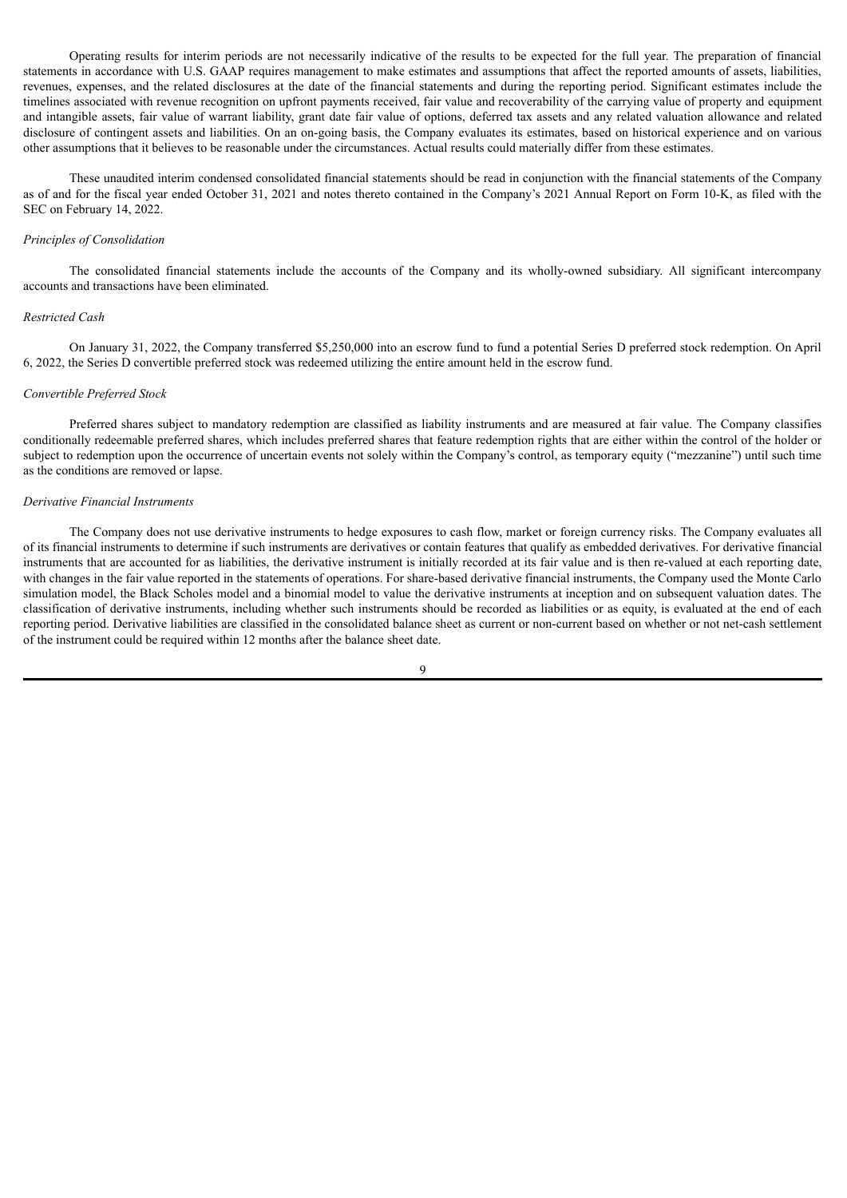Operating results for interim periods are not necessarily indicative of the results to be expected for the full year. The preparation of financial statements in accordance with U.S. GAAP requires management to make estimates and assumptions that affect the reported amounts of assets, liabilities, revenues, expenses, and the related disclosures at the date of the financial statements and during the reporting period. Significant estimates include the timelines associated with revenue recognition on upfront payments received, fair value and recoverability of the carrying value of property and equipment and intangible assets, fair value of warrant liability, grant date fair value of options, deferred tax assets and any related valuation allowance and related disclosure of contingent assets and liabilities. On an on-going basis, the Company evaluates its estimates, based on historical experience and on various other assumptions that it believes to be reasonable under the circumstances. Actual results could materially differ from these estimates.

These unaudited interim condensed consolidated financial statements should be read in conjunction with the financial statements of the Company as of and for the fiscal year ended October 31, 2021 and notes thereto contained in the Company's 2021 Annual Report on Form 10-K, as filed with the SEC on February 14, 2022.

*Principles of Consolidation*

The consolidated financial statements include the accounts of the Company and its wholly-owned subsidiary. All significant intercompany accounts and transactions have been eliminated.

*Restricted Cash*

On January 31, 2022, the Company transferred $5,250,000 into an escrow fund to fund a potential Series D preferred stock redemption. On April 6, 2022, the Series D convertible preferred stock was redeemed utilizing the entire amount held in the escrow fund.

*Convertible Preferred Stock*

Preferred shares subject to mandatory redemption are classified as liability instruments and are measured at fair value. The Company classifies conditionally redeemable preferred shares, which includes preferred shares that feature redemption rights that are either within the control of the holder or subject to redemption upon the occurrence of uncertain events not solely within the Company's control, as temporary equity ("mezzanine") until such time as the conditions are removed or lapse.

*Derivative Financial Instruments*

The Company does not use derivative instruments to hedge exposures to cash flow, market or foreign currency risks. The Company evaluates all of its financial instruments to determine if such instruments are derivatives or contain features that qualify as embedded derivatives. For derivative financial instruments that are accounted for as liabilities, the derivative instrument is initially recorded at its fair value and is then re-valued at each reporting date, with changes in the fair value reported in the statements of operations. For share-based derivative financial instruments, the Company used the Monte Carlo simulation model, the Black Scholes model and a binomial model to value the derivative instruments at inception and on subsequent valuation dates. The classification of derivative instruments, including whether such instruments should be recorded as liabilities or as equity, is evaluated at the end of each reporting period. Derivative liabilities are classified in the consolidated balance sheet as current or non-current based on whether or not net-cash settlement of the instrument could be required within 12 months after the balance sheet date.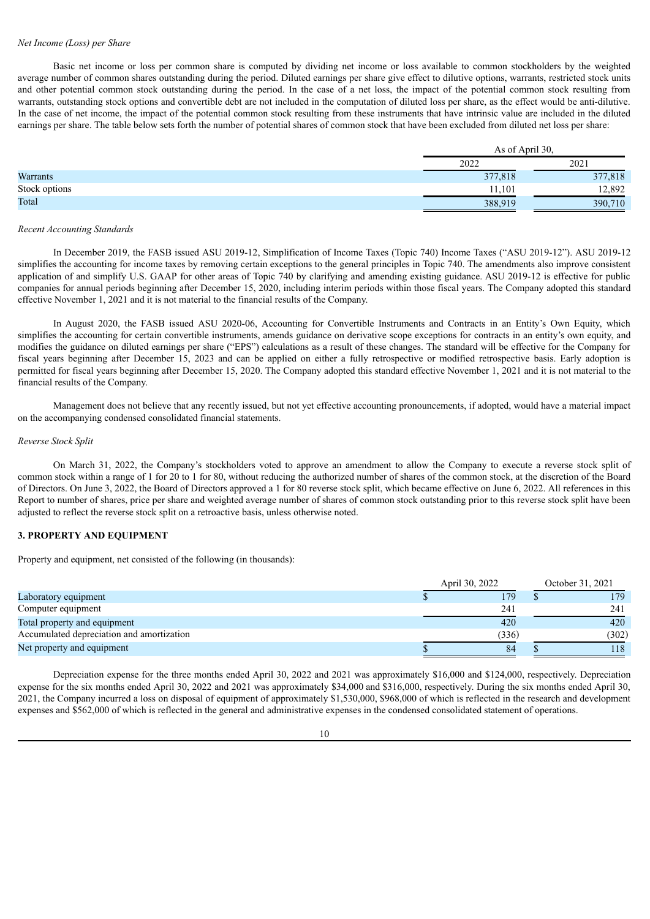*Net Income (Loss) per Share*

Basic net income or loss per common share is computed by dividing net income or loss available to common stockholders by the weighted average number of common shares outstanding during the period. Diluted earnings per share give effect to dilutive options, warrants, restricted stock units and other potential common stock outstanding during the period. In the case of a net loss, the impact of the potential common stock resulting from warrants, outstanding stock options and convertible debt are not included in the computation of diluted loss per share, as the effect would be anti-dilutive. In the case of net income, the impact of the potential common stock resulting from these instruments that have intrinsic value are included in the diluted earnings per share. The table below sets forth the number of potential shares of common stock that have been excluded from diluted net loss per share:

| | As of April 30, | |
|---|---|---|
| | 2022 | 2021 |
| Warrants | 377,818 | 377,818 |
| Stock options | 11,101 | 12,892 |
| Total | 388,919 | 390,710 |

*Recent Accounting Standards*

In December 2019, the FASB issued ASU 2019-12, Simplification of Income Taxes (Topic 740) Income Taxes ("ASU 2019-12"). ASU 2019-12 simplifies the accounting for income taxes by removing certain exceptions to the general principles in Topic 740. The amendments also improve consistent application of and simplify U.S. GAAP for other areas of Topic 740 by clarifying and amending existing guidance. ASU 2019-12 is effective for public companies for annual periods beginning after December 15, 2020, including interim periods within those fiscal years. The Company adopted this standard effective November 1, 2021 and it is not material to the financial results of the Company.

In August 2020, the FASB issued ASU 2020-06, Accounting for Convertible Instruments and Contracts in an Entity's Own Equity, which simplifies the accounting for certain convertible instruments, amends guidance on derivative scope exceptions for contracts in an entity's own equity, and modifies the guidance on diluted earnings per share ("EPS") calculations as a result of these changes. The standard will be effective for the Company for fiscal years beginning after December 15, 2023 and can be applied on either a fully retrospective or modified retrospective basis. Early adoption is permitted for fiscal years beginning after December 15, 2020. The Company adopted this standard effective November 1, 2021 and it is not material to the financial results of the Company.

Management does not believe that any recently issued, but not yet effective accounting pronouncements, if adopted, would have a material impact on the accompanying condensed consolidated financial statements.

*Reverse Stock Split*

On March 31, 2022, the Company's stockholders voted to approve an amendment to allow the Company to execute a reverse stock split of common stock within a range of 1 for 20 to 1 for 80, without reducing the authorized number of shares of the common stock, at the discretion of the Board of Directors. On June 3, 2022, the Board of Directors approved a 1 for 80 reverse stock split, which became effective on June 6, 2022. All references in this Report to number of shares, price per share and weighted average number of shares of common stock outstanding prior to this reverse stock split have been adjusted to reflect the reverse stock split on a retroactive basis, unless otherwise noted.

## 3. PROPERTY AND EQUIPMENT

Property and equipment, net consisted of the following (in thousands):

| | April 30, 2022 | October 31, 2021 |
|---|---|---|
| Laboratory equipment | $ 179 | $ 179 |
| Computer equipment | 241 | 241 |
| Total property and equipment | 420 | 420 |
| Accumulated depreciation and amortization | (336) | (302) |
| Net property and equipment | $ 84 | $ 118 |

Depreciation expense for the three months ended April 30, 2022 and 2021 was approximately $16,000 and $124,000, respectively. Depreciation expense for the six months ended April 30, 2022 and 2021 was approximately $34,000 and $316,000, respectively. During the six months ended April 30, 2021, the Company incurred a loss on disposal of equipment of approximately $1,530,000, $968,000 of which is reflected in the research and development expenses and $562,000 of which is reflected in the general and administrative expenses in the condensed consolidated statement of operations.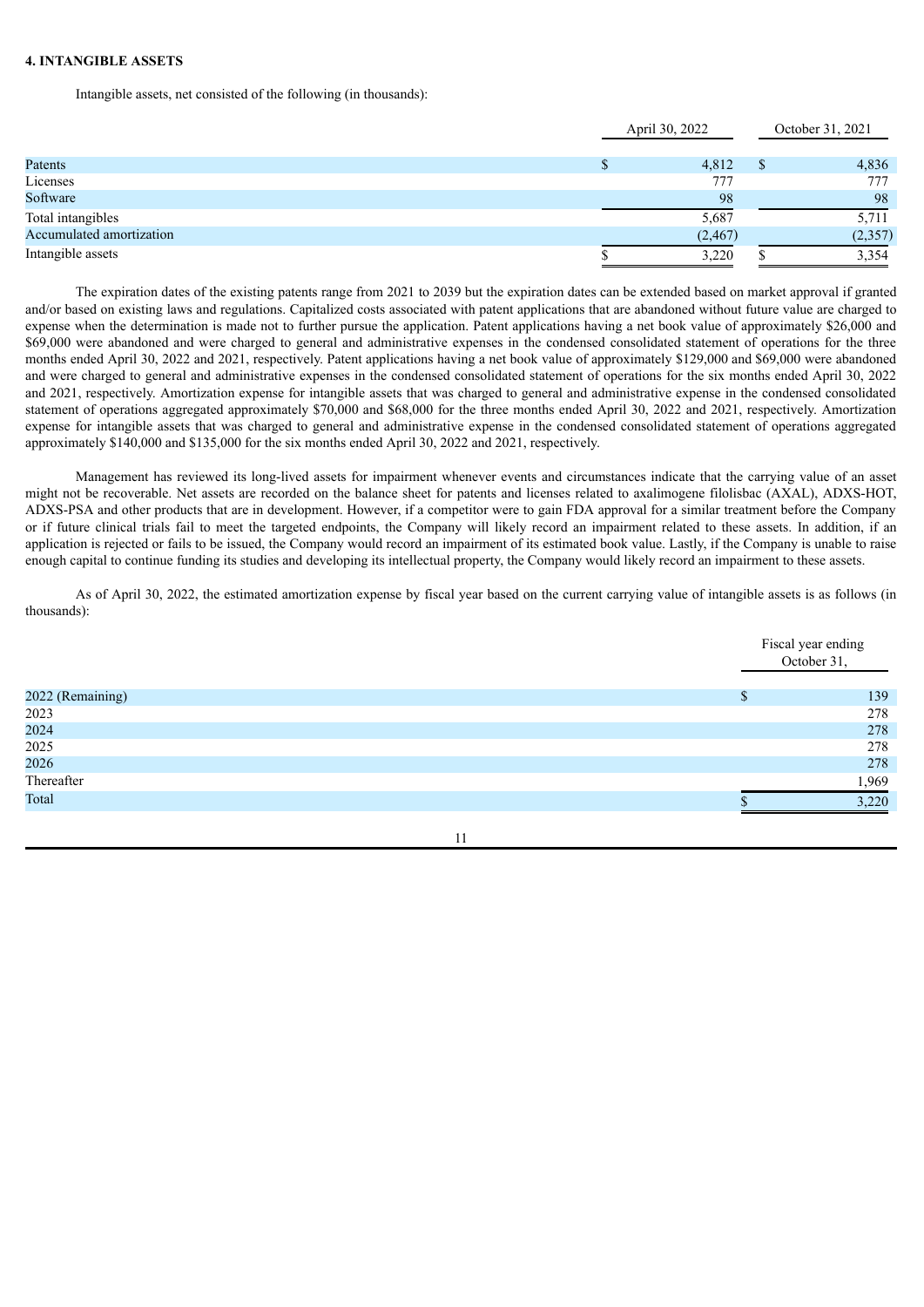**4. INTANGIBLE ASSETS**

Intangible assets, net consisted of the following (in thousands):

| | April 30, 2022 | October 31, 2021 |
|---|---|---|
| Patents | $ 4,812 | $ 4,836 |
| Licenses | 777 | 777 |
| Software | 98 | 98 |
| Total intangibles | 5,687 | 5,711 |
| Accumulated amortization | (2,467) | (2,357) |
| Intangible assets | $ 3,220 | $ 3,354 |

The expiration dates of the existing patents range from 2021 to 2039 but the expiration dates can be extended based on market approval if granted and/or based on existing laws and regulations. Capitalized costs associated with patent applications that are abandoned without future value are charged to expense when the determination is made not to further pursue the application. Patent applications having a net book value of approximately $26,000 and $69,000 were abandoned and were charged to general and administrative expenses in the condensed consolidated statement of operations for the three months ended April 30, 2022 and 2021, respectively. Patent applications having a net book value of approximately $129,000 and $69,000 were abandoned and were charged to general and administrative expenses in the condensed consolidated statement of operations for the six months ended April 30, 2022 and 2021, respectively. Amortization expense for intangible assets that was charged to general and administrative expense in the condensed consolidated statement of operations aggregated approximately $70,000 and $68,000 for the three months ended April 30, 2022 and 2021, respectively. Amortization expense for intangible assets that was charged to general and administrative expense in the condensed consolidated statement of operations aggregated approximately $140,000 and $135,000 for the six months ended April 30, 2022 and 2021, respectively.

Management has reviewed its long-lived assets for impairment whenever events and circumstances indicate that the carrying value of an asset might not be recoverable. Net assets are recorded on the balance sheet for patents and licenses related to axalimogene filolisbac (AXAL), ADXS-HOT, ADXS-PSA and other products that are in development. However, if a competitor were to gain FDA approval for a similar treatment before the Company or if future clinical trials fail to meet the targeted endpoints, the Company will likely record an impairment related to these assets. In addition, if an application is rejected or fails to be issued, the Company would record an impairment of its estimated book value. Lastly, if the Company is unable to raise enough capital to continue funding its studies and developing its intellectual property, the Company would likely record an impairment to these assets.

As of April 30, 2022, the estimated amortization expense by fiscal year based on the current carrying value of intangible assets is as follows (in thousands):

| | Fiscal year ending October 31, |
|---|---|
| 2022 (Remaining) | $ 139 |
| 2023 | 278 |
| 2024 | 278 |
| 2025 | 278 |
| 2026 | 278 |
| Thereafter | 1,969 |
| Total | $ 3,220 |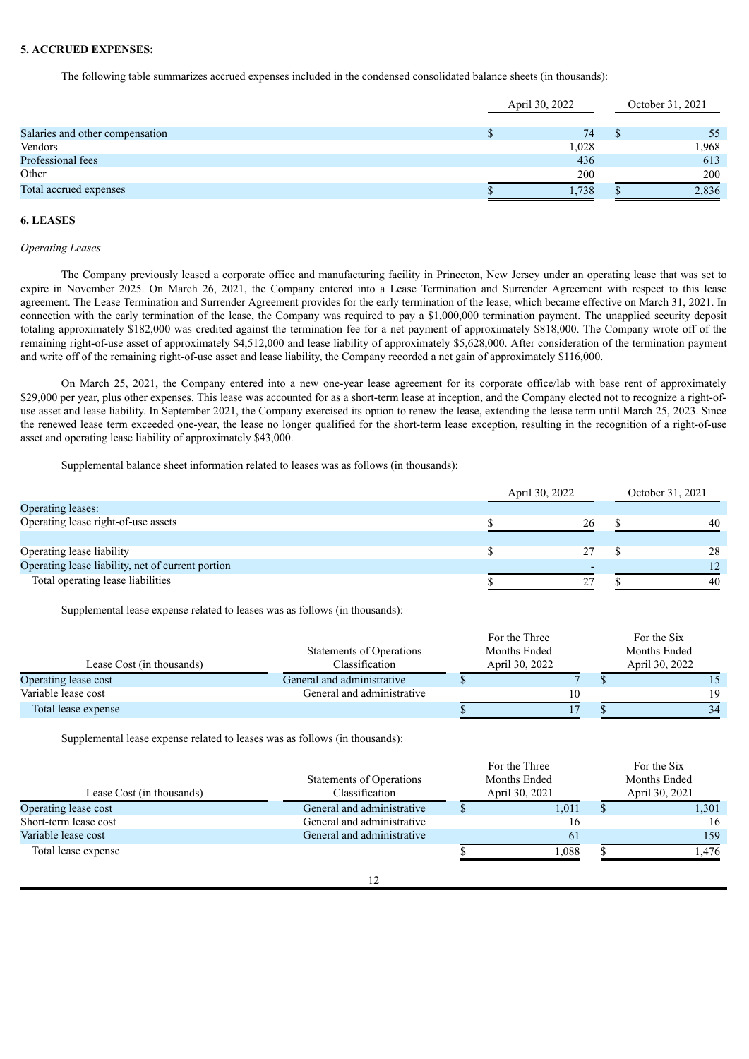### 5. ACCRUED EXPENSES:

The following table summarizes accrued expenses included in the condensed consolidated balance sheets (in thousands):

| | April 30, 2022 | October 31, 2021 |
|---|---|---|
| Salaries and other compensation | $ 74 | $ 55 |
| Vendors | 1,028 | 1,968 |
| Professional fees | 436 | 613 |
| Other | 200 | 200 |
| Total accrued expenses | $ 1,738 | $ 2,836 |

### 6. LEASES

*Operating Leases*

The Company previously leased a corporate office and manufacturing facility in Princeton, New Jersey under an operating lease that was set to expire in November 2025. On March 26, 2021, the Company entered into a Lease Termination and Surrender Agreement with respect to this lease agreement. The Lease Termination and Surrender Agreement provides for the early termination of the lease, which became effective on March 31, 2021. In connection with the early termination of the lease, the Company was required to pay a $1,000,000 termination payment. The unapplied security deposit totaling approximately $182,000 was credited against the termination fee for a net payment of approximately $818,000. The Company wrote off of the remaining right-of-use asset of approximately $4,512,000 and lease liability of approximately $5,628,000. After consideration of the termination payment and write off of the remaining right-of-use asset and lease liability, the Company recorded a net gain of approximately $116,000.

On March 25, 2021, the Company entered into a new one-year lease agreement for its corporate office/lab with base rent of approximately $29,000 per year, plus other expenses. This lease was accounted for as a short-term lease at inception, and the Company elected not to recognize a right-of-use asset and lease liability. In September 2021, the Company exercised its option to renew the lease, extending the lease term until March 25, 2023. Since the renewed lease term exceeded one-year, the lease no longer qualified for the short-term lease exception, resulting in the recognition of a right-of-use asset and operating lease liability of approximately $43,000.

Supplemental balance sheet information related to leases was as follows (in thousands):

| | April 30, 2022 | October 31, 2021 |
|---|---|---|
| Operating leases: | | |
| Operating lease right-of-use assets | $ 26 | $ 40 |
| | | |
| Operating lease liability | $ 27 | $ 28 |
| Operating lease liability, net of current portion | - | 12 |
| Total operating lease liabilities | $ 27 | $ 40 |

Supplemental lease expense related to leases was as follows (in thousands):

| Lease Cost (in thousands) | Statements of Operations Classification | For the Three Months Ended April 30, 2022 | For the Six Months Ended April 30, 2022 |
|---|---|---|---|
| Operating lease cost | General and administrative | $ 7 | $ 15 |
| Variable lease cost | General and administrative | 10 | 19 |
| Total lease expense | | $ 17 | $ 34 |

Supplemental lease expense related to leases was as follows (in thousands):

| Lease Cost (in thousands) | Statements of Operations Classification | For the Three Months Ended April 30, 2021 | For the Six Months Ended April 30, 2021 |
|---|---|---|---|
| Operating lease cost | General and administrative | $ 1,011 | $ 1,301 |
| Short-term lease cost | General and administrative | 16 | 16 |
| Variable lease cost | General and administrative | 61 | 159 |
| Total lease expense | | $ 1,088 | $ 1,476 |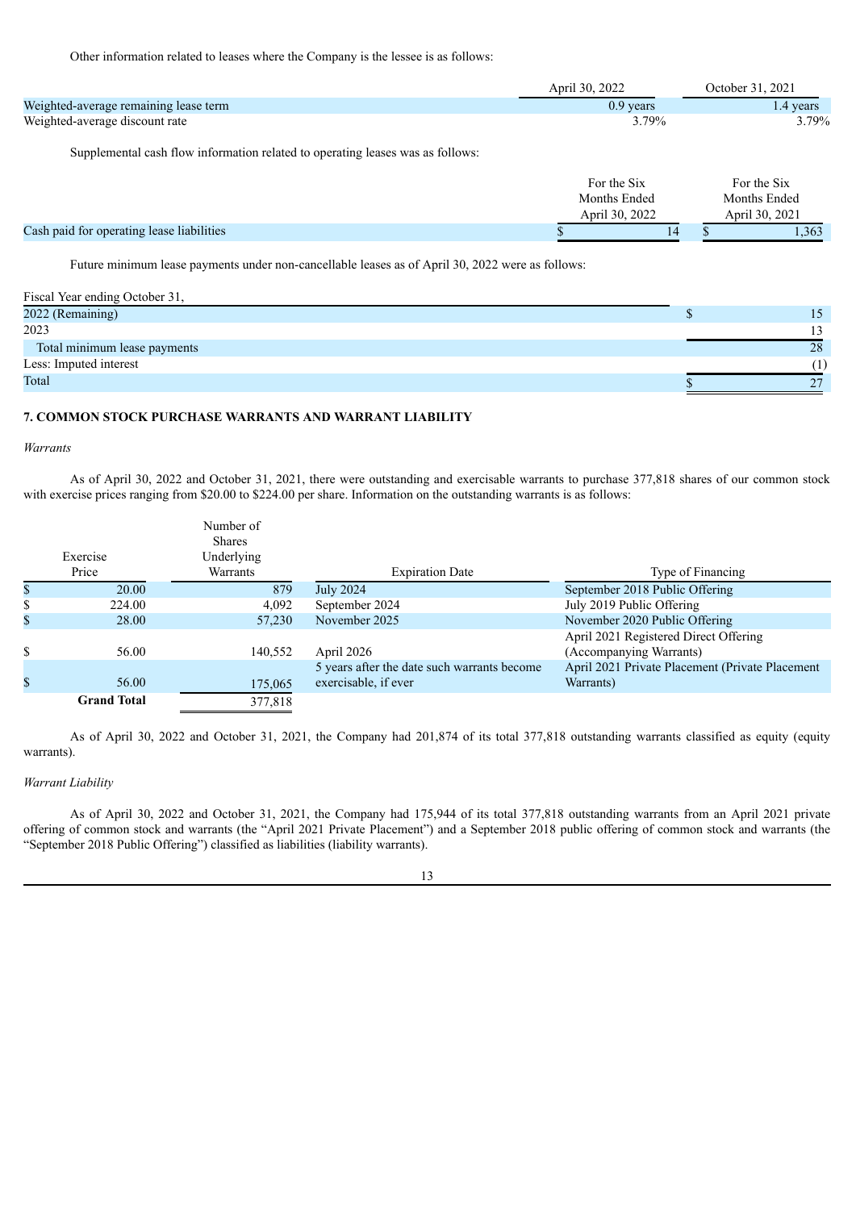Other information related to leases where the Company is the lessee is as follows:

| | April 30, 2022 | October 31, 2021 |
|---|---|---|
| Weighted-average remaining lease term | 0.9 years | 1.4 years |
| Weighted-average discount rate | 3.79% | 3.79% |

Supplemental cash flow information related to operating leases was as follows:

| | For the Six Months Ended April 30, 2022 | For the Six Months Ended April 30, 2021 |
|---|---|---|
| Cash paid for operating lease liabilities | $ 14 | $ 1,363 |

Future minimum lease payments under non-cancellable leases as of April 30, 2022 were as follows:

| Fiscal Year ending October 31, | |
|---|---|
| 2022 (Remaining) | $ 15 |
| 2023 | 13 |
| Total minimum lease payments | 28 |
| Less: Imputed interest | (1) |
| Total | $ 27 |

## 7. COMMON STOCK PURCHASE WARRANTS AND WARRANT LIABILITY

*Warrants*

As of April 30, 2022 and October 31, 2021, there were outstanding and exercisable warrants to purchase 377,818 shares of our common stock with exercise prices ranging from $20.00 to $224.00 per share. Information on the outstanding warrants is as follows:

| Exercise Price | Number of Shares Underlying Warrants | Expiration Date | Type of Financing |
|---|---|---|---|
| $ 20.00 | 879 | July 2024 | September 2018 Public Offering |
| $ 224.00 | 4,092 | September 2024 | July 2019 Public Offering |
| $ 28.00 | 57,230 | November 2025 | November 2020 Public Offering |
| $ 56.00 | 140,552 | April 2026 | April 2021 Registered Direct Offering (Accompanying Warrants) |
| $ 56.00 | 175,065 | 5 years after the date such warrants become exercisable, if ever | April 2021 Private Placement (Private Placement Warrants) |
| **Grand Total** | 377,818 | | |

As of April 30, 2022 and October 31, 2021, the Company had 201,874 of its total 377,818 outstanding warrants classified as equity (equity warrants).

*Warrant Liability*

As of April 30, 2022 and October 31, 2021, the Company had 175,944 of its total 377,818 outstanding warrants from an April 2021 private offering of common stock and warrants (the "April 2021 Private Placement") and a September 2018 public offering of common stock and warrants (the "September 2018 Public Offering") classified as liabilities (liability warrants).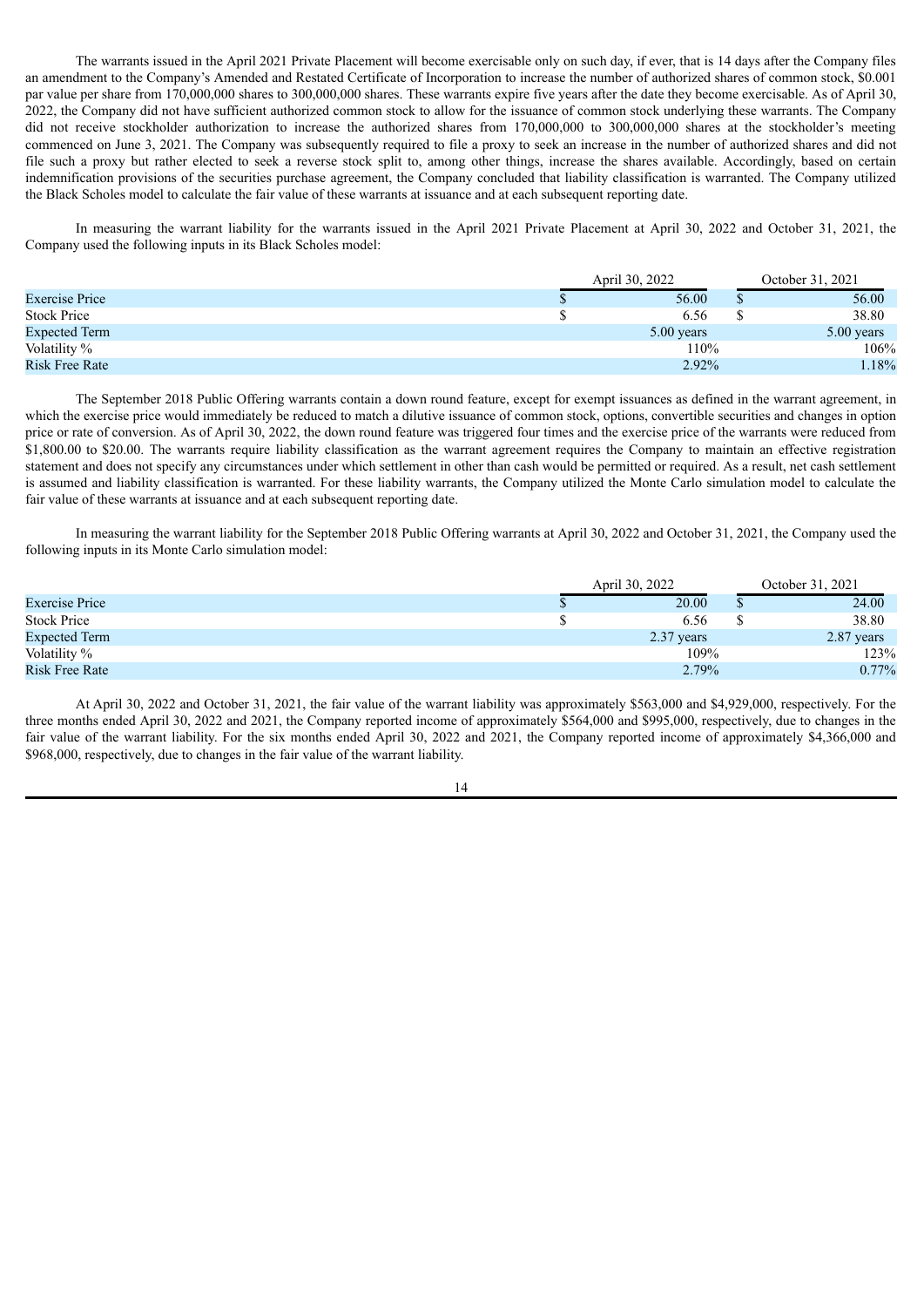The warrants issued in the April 2021 Private Placement will become exercisable only on such day, if ever, that is 14 days after the Company files an amendment to the Company's Amended and Restated Certificate of Incorporation to increase the number of authorized shares of common stock, $0.001 par value per share from 170,000,000 shares to 300,000,000 shares. These warrants expire five years after the date they become exercisable. As of April 30, 2022, the Company did not have sufficient authorized common stock to allow for the issuance of common stock underlying these warrants. The Company did not receive stockholder authorization to increase the authorized shares from 170,000,000 to 300,000,000 shares at the stockholder's meeting commenced on June 3, 2021. The Company was subsequently required to file a proxy to seek an increase in the number of authorized shares and did not file such a proxy but rather elected to seek a reverse stock split to, among other things, increase the shares available. Accordingly, based on certain indemnification provisions of the securities purchase agreement, the Company concluded that liability classification is warranted. The Company utilized the Black Scholes model to calculate the fair value of these warrants at issuance and at each subsequent reporting date.

In measuring the warrant liability for the warrants issued in the April 2021 Private Placement at April 30, 2022 and October 31, 2021, the Company used the following inputs in its Black Scholes model:

| | April 30, 2022 | October 31, 2021 |
|---|---|---|
| Exercise Price | $ 56.00 | $ 56.00 |
| Stock Price | $ 6.56 | $ 38.80 |
| Expected Term | 5.00 years | 5.00 years |
| Volatility % | 110% | 106% |
| Risk Free Rate | 2.92% | 1.18% |

The September 2018 Public Offering warrants contain a down round feature, except for exempt issuances as defined in the warrant agreement, in which the exercise price would immediately be reduced to match a dilutive issuance of common stock, options, convertible securities and changes in option price or rate of conversion. As of April 30, 2022, the down round feature was triggered four times and the exercise price of the warrants were reduced from $1,800.00 to $20.00. The warrants require liability classification as the warrant agreement requires the Company to maintain an effective registration statement and does not specify any circumstances under which settlement in other than cash would be permitted or required. As a result, net cash settlement is assumed and liability classification is warranted. For these liability warrants, the Company utilized the Monte Carlo simulation model to calculate the fair value of these warrants at issuance and at each subsequent reporting date.

In measuring the warrant liability for the September 2018 Public Offering warrants at April 30, 2022 and October 31, 2021, the Company used the following inputs in its Monte Carlo simulation model:

| | April 30, 2022 | October 31, 2021 |
|---|---|---|
| Exercise Price | $ 20.00 | $ 24.00 |
| Stock Price | $ 6.56 | $ 38.80 |
| Expected Term | 2.37 years | 2.87 years |
| Volatility % | 109% | 123% |
| Risk Free Rate | 2.79% | 0.77% |

At April 30, 2022 and October 31, 2021, the fair value of the warrant liability was approximately $563,000 and $4,929,000, respectively. For the three months ended April 30, 2022 and 2021, the Company reported income of approximately $564,000 and $995,000, respectively, due to changes in the fair value of the warrant liability. For the six months ended April 30, 2022 and 2021, the Company reported income of approximately $4,366,000 and $968,000, respectively, due to changes in the fair value of the warrant liability.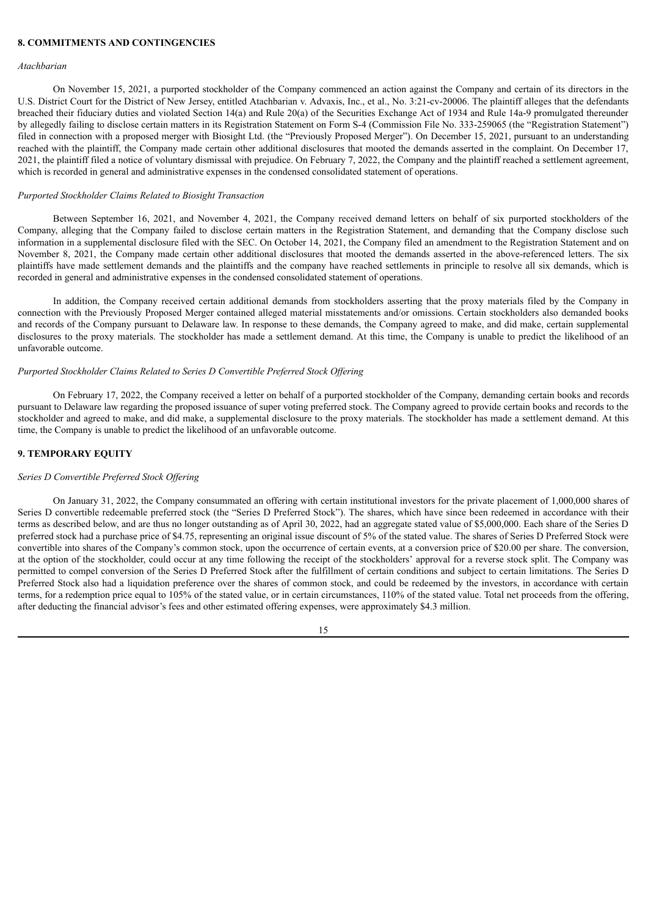## 8. COMMITMENTS AND CONTINGENCIES

*Atachbarian*

On November 15, 2021, a purported stockholder of the Company commenced an action against the Company and certain of its directors in the U.S. District Court for the District of New Jersey, entitled Atachbarian v. Advaxis, Inc., et al., No. 3:21-cv-20006. The plaintiff alleges that the defendants breached their fiduciary duties and violated Section 14(a) and Rule 20(a) of the Securities Exchange Act of 1934 and Rule 14a-9 promulgated thereunder by allegedly failing to disclose certain matters in its Registration Statement on Form S-4 (Commission File No. 333-259065 (the "Registration Statement") filed in connection with a proposed merger with Biosight Ltd. (the "Previously Proposed Merger"). On December 15, 2021, pursuant to an understanding reached with the plaintiff, the Company made certain other additional disclosures that mooted the demands asserted in the complaint. On December 17, 2021, the plaintiff filed a notice of voluntary dismissal with prejudice. On February 7, 2022, the Company and the plaintiff reached a settlement agreement, which is recorded in general and administrative expenses in the condensed consolidated statement of operations.

*Purported Stockholder Claims Related to Biosight Transaction*

Between September 16, 2021, and November 4, 2021, the Company received demand letters on behalf of six purported stockholders of the Company, alleging that the Company failed to disclose certain matters in the Registration Statement, and demanding that the Company disclose such information in a supplemental disclosure filed with the SEC. On October 14, 2021, the Company filed an amendment to the Registration Statement and on November 8, 2021, the Company made certain other additional disclosures that mooted the demands asserted in the above-referenced letters. The six plaintiffs have made settlement demands and the plaintiffs and the company have reached settlements in principle to resolve all six demands, which is recorded in general and administrative expenses in the condensed consolidated statement of operations.

In addition, the Company received certain additional demands from stockholders asserting that the proxy materials filed by the Company in connection with the Previously Proposed Merger contained alleged material misstatements and/or omissions. Certain stockholders also demanded books and records of the Company pursuant to Delaware law. In response to these demands, the Company agreed to make, and did make, certain supplemental disclosures to the proxy materials. The stockholder has made a settlement demand. At this time, the Company is unable to predict the likelihood of an unfavorable outcome.

*Purported Stockholder Claims Related to Series D Convertible Preferred Stock Offering*

On February 17, 2022, the Company received a letter on behalf of a purported stockholder of the Company, demanding certain books and records pursuant to Delaware law regarding the proposed issuance of super voting preferred stock. The Company agreed to provide certain books and records to the stockholder and agreed to make, and did make, a supplemental disclosure to the proxy materials. The stockholder has made a settlement demand. At this time, the Company is unable to predict the likelihood of an unfavorable outcome.

## 9. TEMPORARY EQUITY

*Series D Convertible Preferred Stock Offering*

On January 31, 2022, the Company consummated an offering with certain institutional investors for the private placement of 1,000,000 shares of Series D convertible redeemable preferred stock (the "Series D Preferred Stock"). The shares, which have since been redeemed in accordance with their terms as described below, and are thus no longer outstanding as of April 30, 2022, had an aggregate stated value of $5,000,000. Each share of the Series D preferred stock had a purchase price of $4.75, representing an original issue discount of 5% of the stated value. The shares of Series D Preferred Stock were convertible into shares of the Company's common stock, upon the occurrence of certain events, at a conversion price of $20.00 per share. The conversion, at the option of the stockholder, could occur at any time following the receipt of the stockholders' approval for a reverse stock split. The Company was permitted to compel conversion of the Series D Preferred Stock after the fulfillment of certain conditions and subject to certain limitations. The Series D Preferred Stock also had a liquidation preference over the shares of common stock, and could be redeemed by the investors, in accordance with certain terms, for a redemption price equal to 105% of the stated value, or in certain circumstances, 110% of the stated value. Total net proceeds from the offering, after deducting the financial advisor's fees and other estimated offering expenses, were approximately $4.3 million.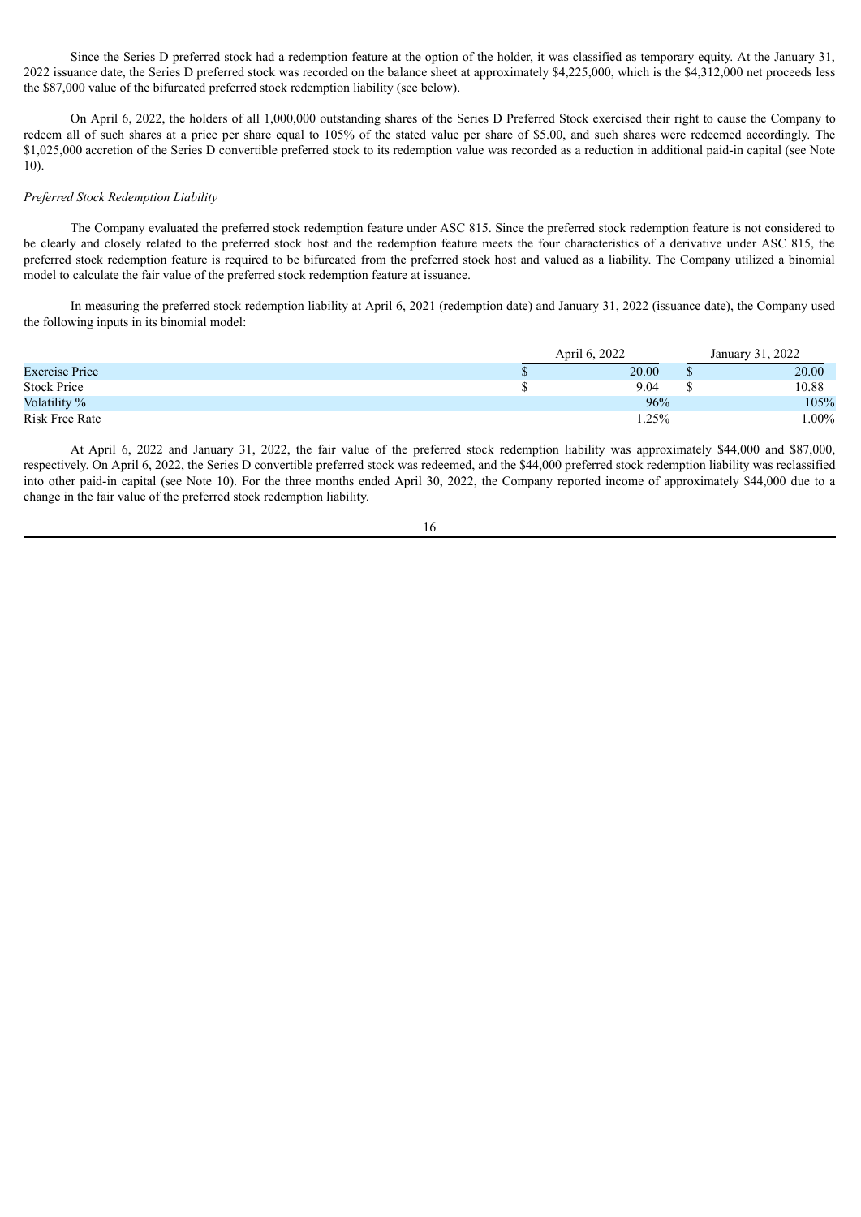Since the Series D preferred stock had a redemption feature at the option of the holder, it was classified as temporary equity. At the January 31, 2022 issuance date, the Series D preferred stock was recorded on the balance sheet at approximately $4,225,000, which is the $4,312,000 net proceeds less the $87,000 value of the bifurcated preferred stock redemption liability (see below).

On April 6, 2022, the holders of all 1,000,000 outstanding shares of the Series D Preferred Stock exercised their right to cause the Company to redeem all of such shares at a price per share equal to 105% of the stated value per share of $5.00, and such shares were redeemed accordingly. The $1,025,000 accretion of the Series D convertible preferred stock to its redemption value was recorded as a reduction in additional paid-in capital (see Note 10).

*Preferred Stock Redemption Liability*

The Company evaluated the preferred stock redemption feature under ASC 815. Since the preferred stock redemption feature is not considered to be clearly and closely related to the preferred stock host and the redemption feature meets the four characteristics of a derivative under ASC 815, the preferred stock redemption feature is required to be bifurcated from the preferred stock host and valued as a liability. The Company utilized a binomial model to calculate the fair value of the preferred stock redemption feature at issuance.

In measuring the preferred stock redemption liability at April 6, 2021 (redemption date) and January 31, 2022 (issuance date), the Company used the following inputs in its binomial model:

| | April 6, 2022 | January 31, 2022 |
|---|---|---|
| Exercise Price | $ 20.00 | $ 20.00 |
| Stock Price | $ 9.04 | $ 10.88 |
| Volatility % | 96% | 105% |
| Risk Free Rate | 1.25% | 1.00% |

At April 6, 2022 and January 31, 2022, the fair value of the preferred stock redemption liability was approximately $44,000 and $87,000, respectively. On April 6, 2022, the Series D convertible preferred stock was redeemed, and the $44,000 preferred stock redemption liability was reclassified into other paid-in capital (see Note 10). For the three months ended April 30, 2022, the Company reported income of approximately $44,000 due to a change in the fair value of the preferred stock redemption liability.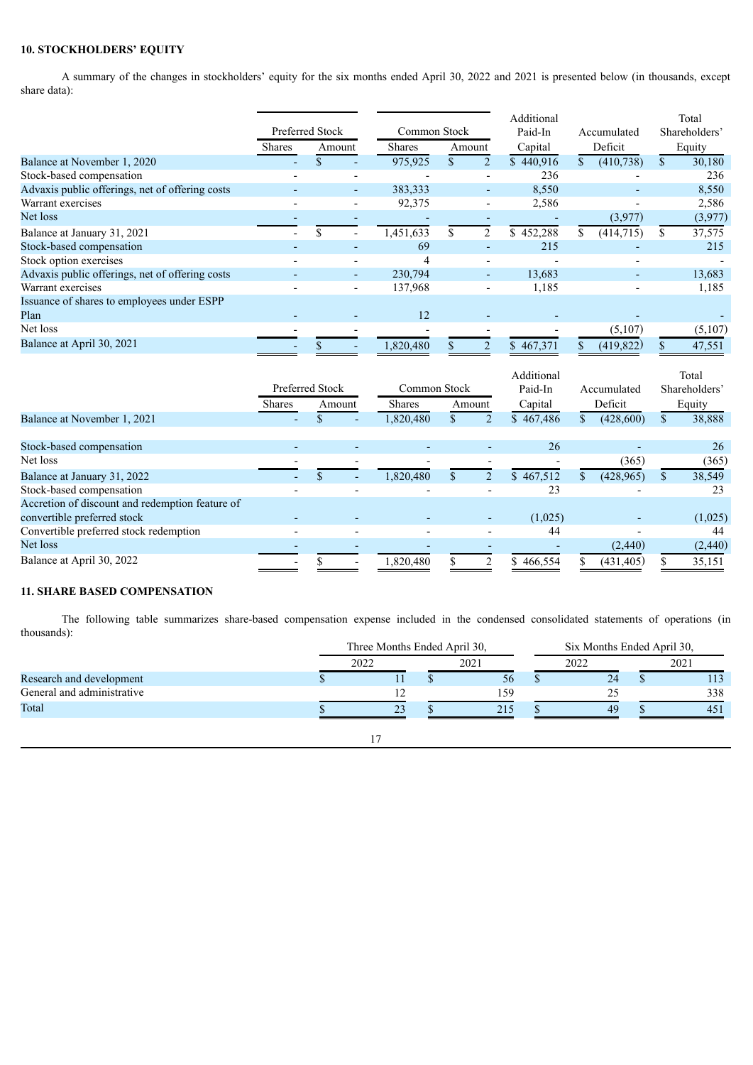**10. STOCKHOLDERS' EQUITY**

A summary of the changes in stockholders' equity for the six months ended April 30, 2022 and 2021 is presented below (in thousands, except share data):

| | Preferred Stock | | Common Stock | | Additional Paid-In Capital | Accumulated Deficit | Total Shareholders' Equity |
|---|---|---|---|---|---|---|---|
| | Shares | Amount | Shares | Amount | | | |
| Balance at November 1, 2020 | - | $ - | 975,925 | $ 2 | $ 440,916 | $ (410,738) | $ 30,180 |
| Stock-based compensation | - | - | - | - | 236 | - | 236 |
| Advaxis public offerings, net of offering costs | - | - | 383,333 | - | 8,550 | - | 8,550 |
| Warrant exercises | - | - | 92,375 | - | 2,586 | - | 2,586 |
| Net loss | - | - | - | - | - | (3,977) | (3,977) |
| Balance at January 31, 2021 | - | $ - | 1,451,633 | $ 2 | $ 452,288 | $ (414,715) | $ 37,575 |
| Stock-based compensation | - | - | 69 | - | 215 | - | 215 |
| Stock option exercises | - | - | 4 | - | - | - | - |
| Advaxis public offerings, net of offering costs | - | - | 230,794 | - | 13,683 | - | 13,683 |
| Warrant exercises | - | - | 137,968 | - | 1,185 | - | 1,185 |
| Issuance of shares to employees under ESPP Plan | - | - | 12 | - | - | - | - |
| Net loss | - | - | - | - | - | (5,107) | (5,107) |
| Balance at April 30, 2021 | - | $ - | 1,820,480 | $ 2 | $ 467,371 | $ (419,822) | $ 47,551 |

| | Preferred Stock | | Common Stock | | Additional Paid-In Capital | Accumulated Deficit | Total Shareholders' Equity |
|---|---|---|---|---|---|---|---|
| | Shares | Amount | Shares | Amount | | | |
| Balance at November 1, 2021 | - | $ - | 1,820,480 | $ 2 | $ 467,486 | $ (428,600) | $ 38,888 |
| Stock-based compensation | - | - | - | - | 26 | - | 26 |
| Net loss | - | - | - | - | - | (365) | (365) |
| Balance at January 31, 2022 | - | $ - | 1,820,480 | $ 2 | $ 467,512 | $ (428,965) | $ 38,549 |
| Stock-based compensation | - | - | - | - | 23 | - | 23 |
| Accretion of discount and redemption feature of convertible preferred stock | - | - | - | - | (1,025) | - | (1,025) |
| Convertible preferred stock redemption | - | - | - | - | 44 | - | 44 |
| Net loss | - | - | - | - | - | (2,440) | (2,440) |
| Balance at April 30, 2022 | - | $ - | 1,820,480 | $ 2 | $ 466,554 | $ (431,405) | $ 35,151 |

**11. SHARE BASED COMPENSATION**

The following table summarizes share-based compensation expense included in the condensed consolidated statements of operations (in thousands):

| | Three Months Ended April 30, | | Six Months Ended April 30, | |
|---|---|---|---|---|
| | 2022 | 2021 | 2022 | 2021 |
| Research and development | $ 11 | $ 56 | $ 24 | $ 113 |
| General and administrative | 12 | 159 | 25 | 338 |
| Total | $ 23 | $ 215 | $ 49 | $ 451 |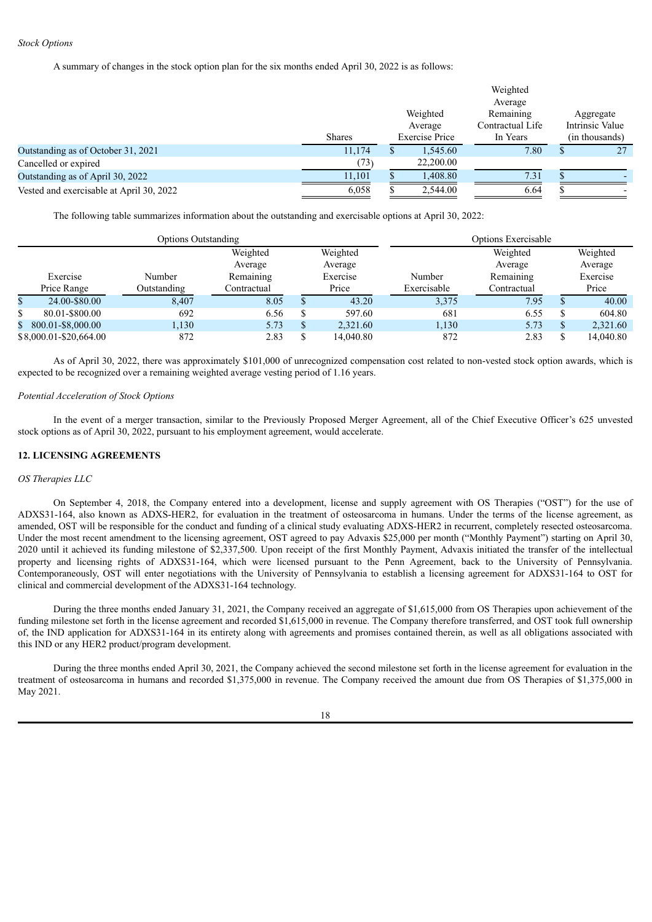*Stock Options*

A summary of changes in the stock option plan for the six months ended April 30, 2022 is as follows:

| | Shares | Weighted Average Exercise Price | Weighted Average Remaining Contractual Life In Years | Aggregate Intrinsic Value (in thousands) |
|---|---|---|---|---|
| Outstanding as of October 31, 2021 | 11,174 | $ 1,545.60 | 7.80 | $ 27 |
| Cancelled or expired | (73) | 22,200.00 | | |
| Outstanding as of April 30, 2022 | 11,101 | $ 1,408.80 | 7.31 | $ - |
| Vested and exercisable at April 30, 2022 | 6,058 | $ 2,544.00 | 6.64 | $ - |

The following table summarizes information about the outstanding and exercisable options at April 30, 2022:

| Options Outstanding | | | | Options Exercisable | | |
|---|---|---|---|---|---|---|
| Exercise Price Range | Number Outstanding | Weighted Average Remaining Contractual | Weighted Average Exercise Price | Number Exercisable | Weighted Average Remaining Contractual | Weighted Average Exercise Price |
| $ 24.00-$80.00 | 8,407 | 8.05 | $ 43.20 | 3,375 | 7.95 | $ 40.00 |
| $ 80.01-$800.00 | 692 | 6.56 | $ 597.60 | 681 | 6.55 | $ 604.80 |
| $ 800.01-$8,000.00 | 1,130 | 5.73 | $ 2,321.60 | 1,130 | 5.73 | $ 2,321.60 |
| $ 8,000.01-$20,664.00 | 872 | 2.83 | $ 14,040.80 | 872 | 2.83 | $ 14,040.80 |

As of April 30, 2022, there was approximately $101,000 of unrecognized compensation cost related to non-vested stock option awards, which is expected to be recognized over a remaining weighted average vesting period of 1.16 years.

*Potential Acceleration of Stock Options*

In the event of a merger transaction, similar to the Previously Proposed Merger Agreement, all of the Chief Executive Officer's 625 unvested stock options as of April 30, 2022, pursuant to his employment agreement, would accelerate.

**12. LICENSING AGREEMENTS**

*OS Therapies LLC*

On September 4, 2018, the Company entered into a development, license and supply agreement with OS Therapies ("OST") for the use of ADXS31-164, also known as ADXS-HER2, for evaluation in the treatment of osteosarcoma in humans. Under the terms of the license agreement, as amended, OST will be responsible for the conduct and funding of a clinical study evaluating ADXS-HER2 in recurrent, completely resected osteosarcoma. Under the most recent amendment to the licensing agreement, OST agreed to pay Advaxis $25,000 per month ("Monthly Payment") starting on April 30, 2020 until it achieved its funding milestone of $2,337,500. Upon receipt of the first Monthly Payment, Advaxis initiated the transfer of the intellectual property and licensing rights of ADXS31-164, which were licensed pursuant to the Penn Agreement, back to the University of Pennsylvania. Contemporaneously, OST will enter negotiations with the University of Pennsylvania to establish a licensing agreement for ADXS31-164 to OST for clinical and commercial development of the ADXS31-164 technology.

During the three months ended January 31, 2021, the Company received an aggregate of $1,615,000 from OS Therapies upon achievement of the funding milestone set forth in the license agreement and recorded $1,615,000 in revenue. The Company therefore transferred, and OST took full ownership of, the IND application for ADXS31-164 in its entirety along with agreements and promises contained therein, as well as all obligations associated with this IND or any HER2 product/program development.

During the three months ended April 30, 2021, the Company achieved the second milestone set forth in the license agreement for evaluation in the treatment of osteosarcoma in humans and recorded $1,375,000 in revenue. The Company received the amount due from OS Therapies of $1,375,000 in May 2021.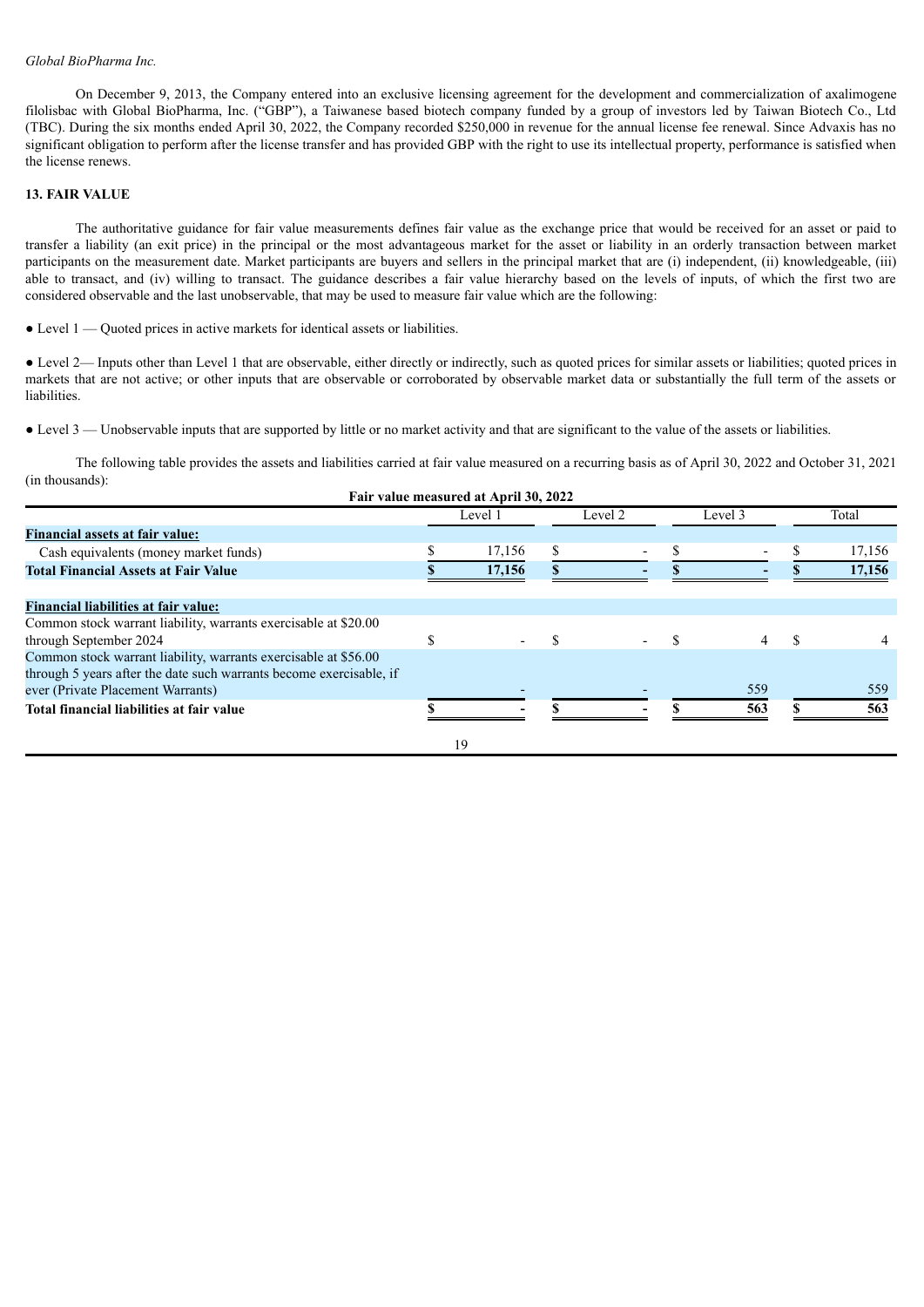*Global BioPharma Inc.*

On December 9, 2013, the Company entered into an exclusive licensing agreement for the development and commercialization of axalimogene filolisbac with Global BioPharma, Inc. ("GBP"), a Taiwanese based biotech company funded by a group of investors led by Taiwan Biotech Co., Ltd (TBC). During the six months ended April 30, 2022, the Company recorded $250,000 in revenue for the annual license fee renewal. Since Advaxis has no significant obligation to perform after the license transfer and has provided GBP with the right to use its intellectual property, performance is satisfied when the license renews.

## 13. FAIR VALUE

The authoritative guidance for fair value measurements defines fair value as the exchange price that would be received for an asset or paid to transfer a liability (an exit price) in the principal or the most advantageous market for the asset or liability in an orderly transaction between market participants on the measurement date. Market participants are buyers and sellers in the principal market that are (i) independent, (ii) knowledgeable, (iii) able to transact, and (iv) willing to transact. The guidance describes a fair value hierarchy based on the levels of inputs, of which the first two are considered observable and the last unobservable, that may be used to measure fair value which are the following:

- Level 1 — Quoted prices in active markets for identical assets or liabilities.

- Level 2— Inputs other than Level 1 that are observable, either directly or indirectly, such as quoted prices for similar assets or liabilities; quoted prices in markets that are not active; or other inputs that are observable or corroborated by observable market data or substantially the full term of the assets or liabilities.

- Level 3 — Unobservable inputs that are supported by little or no market activity and that are significant to the value of the assets or liabilities.

The following table provides the assets and liabilities carried at fair value measured on a recurring basis as of April 30, 2022 and October 31, 2021 (in thousands):

**Fair value measured at April 30, 2022**

| | Level 1 | Level 2 | Level 3 | Total |
|---|---|---|---|---|
| **Financial assets at fair value:** | | | | |
| Cash equivalents (money market funds) | $ 17,156 | $ - | $ - | $ 17,156 |
| **Total Financial Assets at Fair Value** | **$ 17,156** | **$ -** | **$ -** | **$ 17,156** |
| | | | | |
| **Financial liabilities at fair value:** | | | | |
| Common stock warrant liability, warrants exercisable at $20.00 through September 2024 | $ - | $ - | $ 4 | $ 4 |
| Common stock warrant liability, warrants exercisable at $56.00 through 5 years after the date such warrants become exercisable, if ever (Private Placement Warrants) | - | - | 559 | 559 |
| **Total financial liabilities at fair value** | **$ -** | **$ -** | **$ 563** | **$ 563** |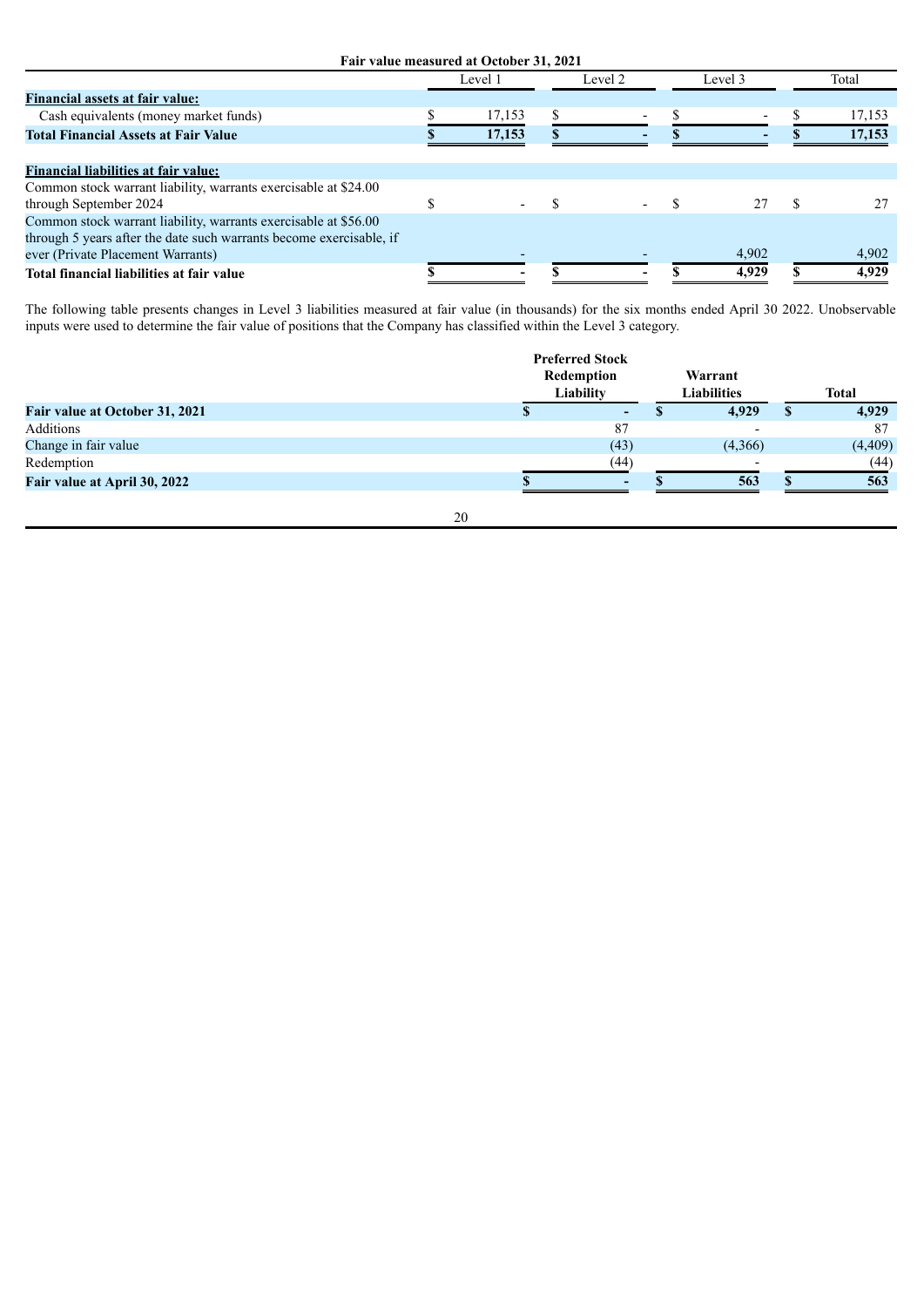**Fair value measured at October 31, 2021**

| | Level 1 | Level 2 | Level 3 | Total |
|---|---|---|---|---|
| **Financial assets at fair value:** | | | | |
| Cash equivalents (money market funds) | $ 17,153 | $ - | $ - | $ 17,153 |
| **Total Financial Assets at Fair Value** | **$ 17,153** | **$ -** | **$ -** | **$ 17,153** |
| | | | | |
| **Financial liabilities at fair value:** | | | | |
| Common stock warrant liability, warrants exercisable at $24.00 through September 2024 | $ - | $ - | $ 27 | $ 27 |
| Common stock warrant liability, warrants exercisable at $56.00 through 5 years after the date such warrants become exercisable, if ever (Private Placement Warrants) | - | - | 4,902 | 4,902 |
| **Total financial liabilities at fair value** | **$ -** | **$ -** | **$ 4,929** | **$ 4,929** |

The following table presents changes in Level 3 liabilities measured at fair value (in thousands) for the six months ended April 30 2022. Unobservable inputs were used to determine the fair value of positions that the Company has classified within the Level 3 category.

| | Preferred Stock Redemption Liability | Warrant Liabilities | Total |
|---|---|---|---|
| **Fair value at October 31, 2021** | **$ -** | **$ 4,929** | **$ 4,929** |
| Additions | 87 | - | 87 |
| Change in fair value | (43) | (4,366) | (4,409) |
| Redemption | (44) | - | (44) |
| **Fair value at April 30, 2022** | **$ -** | **$ 563** | **$ 563** |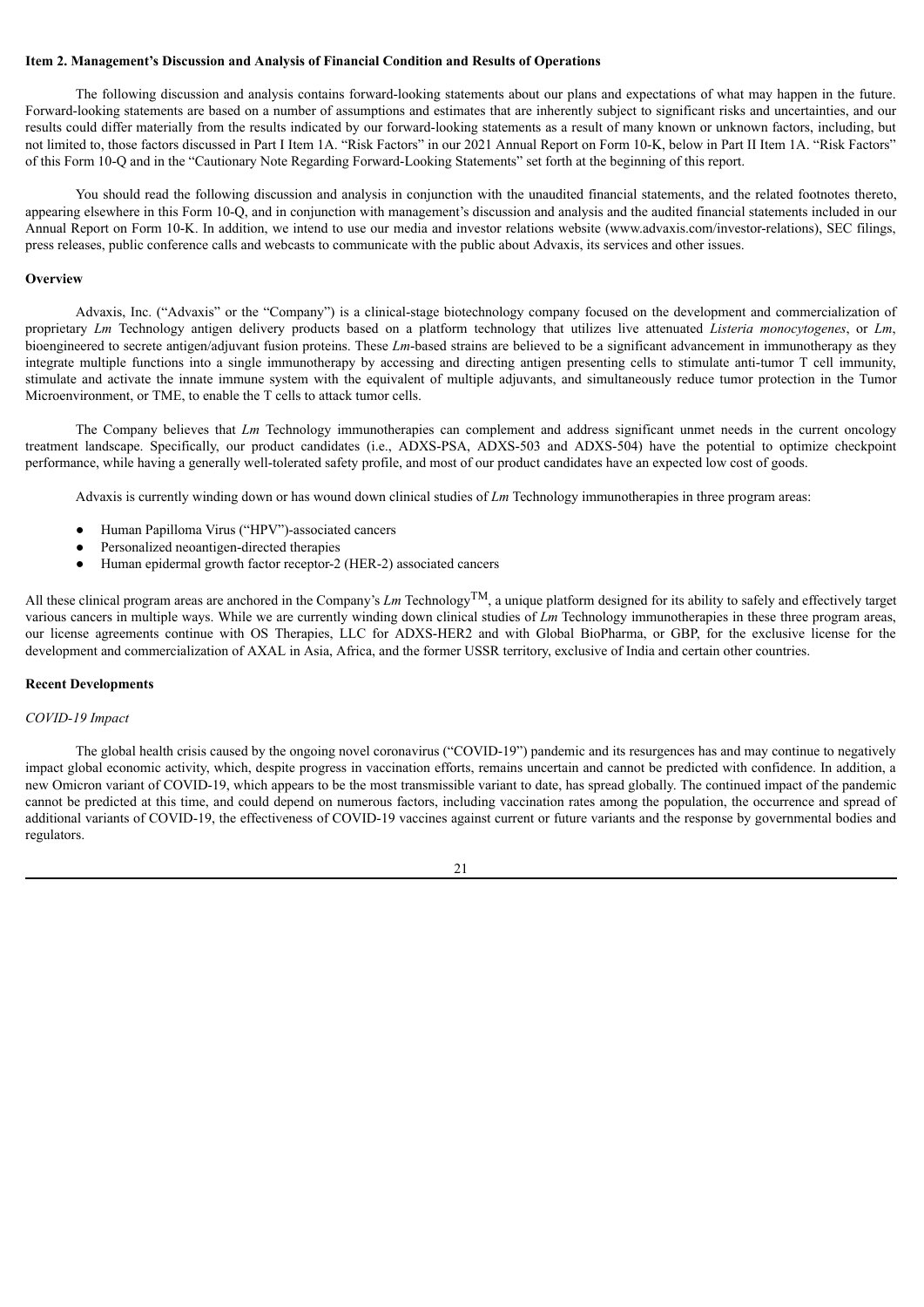## Item 2. Management's Discussion and Analysis of Financial Condition and Results of Operations

The following discussion and analysis contains forward-looking statements about our plans and expectations of what may happen in the future. Forward-looking statements are based on a number of assumptions and estimates that are inherently subject to significant risks and uncertainties, and our results could differ materially from the results indicated by our forward-looking statements as a result of many known or unknown factors, including, but not limited to, those factors discussed in Part I Item 1A. "Risk Factors" in our 2021 Annual Report on Form 10-K, below in Part II Item 1A. "Risk Factors" of this Form 10-Q and in the "Cautionary Note Regarding Forward-Looking Statements" set forth at the beginning of this report.

You should read the following discussion and analysis in conjunction with the unaudited financial statements, and the related footnotes thereto, appearing elsewhere in this Form 10-Q, and in conjunction with management's discussion and analysis and the audited financial statements included in our Annual Report on Form 10-K. In addition, we intend to use our media and investor relations website (www.advaxis.com/investor-relations), SEC filings, press releases, public conference calls and webcasts to communicate with the public about Advaxis, its services and other issues.

### Overview

Advaxis, Inc. ("Advaxis" or the "Company") is a clinical-stage biotechnology company focused on the development and commercialization of proprietary *Lm* Technology antigen delivery products based on a platform technology that utilizes live attenuated *Listeria monocytogenes*, or *Lm*, bioengineered to secrete antigen/adjuvant fusion proteins. These *Lm*-based strains are believed to be a significant advancement in immunotherapy as they integrate multiple functions into a single immunotherapy by accessing and directing antigen presenting cells to stimulate anti-tumor T cell immunity, stimulate and activate the innate immune system with the equivalent of multiple adjuvants, and simultaneously reduce tumor protection in the Tumor Microenvironment, or TME, to enable the T cells to attack tumor cells.

The Company believes that *Lm* Technology immunotherapies can complement and address significant unmet needs in the current oncology treatment landscape. Specifically, our product candidates (i.e., ADXS-PSA, ADXS-503 and ADXS-504) have the potential to optimize checkpoint performance, while having a generally well-tolerated safety profile, and most of our product candidates have an expected low cost of goods.

Advaxis is currently winding down or has wound down clinical studies of *Lm* Technology immunotherapies in three program areas:

- Human Papilloma Virus ("HPV")-associated cancers
- Personalized neoantigen-directed therapies
- Human epidermal growth factor receptor-2 (HER-2) associated cancers

All these clinical program areas are anchored in the Company's *Lm* Technology™, a unique platform designed for its ability to safely and effectively target various cancers in multiple ways. While we are currently winding down clinical studies of *Lm* Technology immunotherapies in these three program areas, our license agreements continue with OS Therapies, LLC for ADXS-HER2 and with Global BioPharma, or GBP, for the exclusive license for the development and commercialization of AXAL in Asia, Africa, and the former USSR territory, exclusive of India and certain other countries.

### Recent Developments

*COVID-19 Impact*

The global health crisis caused by the ongoing novel coronavirus ("COVID-19") pandemic and its resurgences has and may continue to negatively impact global economic activity, which, despite progress in vaccination efforts, remains uncertain and cannot be predicted with confidence. In addition, a new Omicron variant of COVID-19, which appears to be the most transmissible variant to date, has spread globally. The continued impact of the pandemic cannot be predicted at this time, and could depend on numerous factors, including vaccination rates among the population, the occurrence and spread of additional variants of COVID-19, the effectiveness of COVID-19 vaccines against current or future variants and the response by governmental bodies and regulators.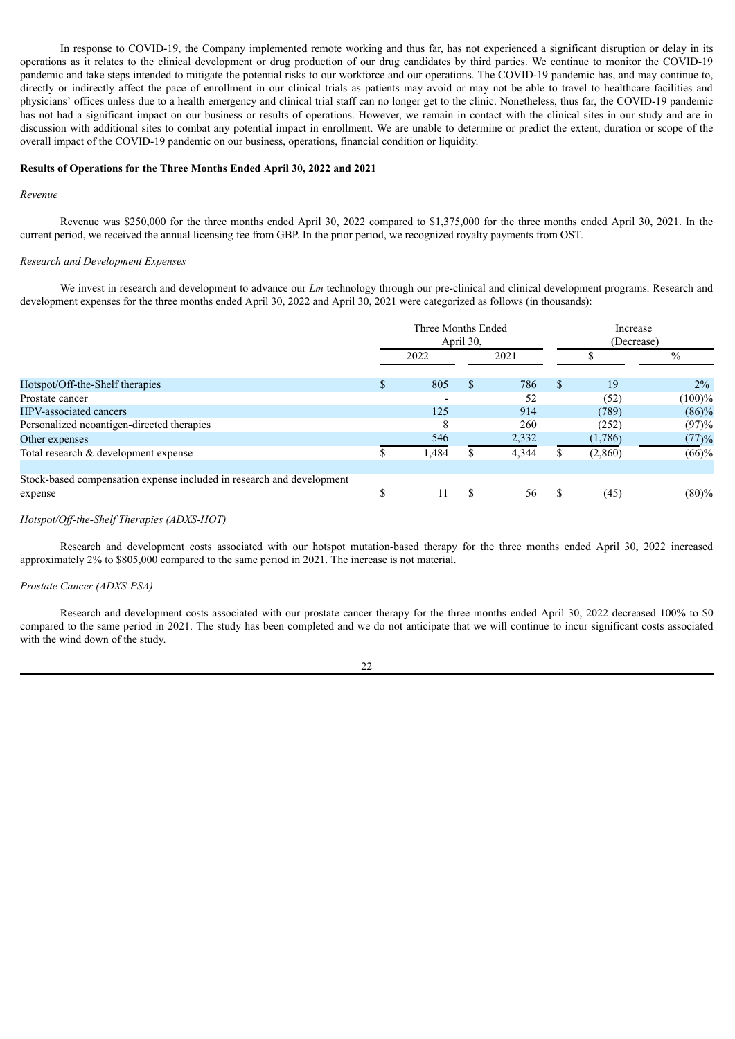In response to COVID-19, the Company implemented remote working and thus far, has not experienced a significant disruption or delay in its operations as it relates to the clinical development or drug production of our drug candidates by third parties. We continue to monitor the COVID-19 pandemic and take steps intended to mitigate the potential risks to our workforce and our operations. The COVID-19 pandemic has, and may continue to, directly or indirectly affect the pace of enrollment in our clinical trials as patients may avoid or may not be able to travel to healthcare facilities and physicians' offices unless due to a health emergency and clinical trial staff can no longer get to the clinic. Nonetheless, thus far, the COVID-19 pandemic has not had a significant impact on our business or results of operations. However, we remain in contact with the clinical sites in our study and are in discussion with additional sites to combat any potential impact in enrollment. We are unable to determine or predict the extent, duration or scope of the overall impact of the COVID-19 pandemic on our business, operations, financial condition or liquidity.

**Results of Operations for the Three Months Ended April 30, 2022 and 2021**

*Revenue*

Revenue was $250,000 for the three months ended April 30, 2022 compared to $1,375,000 for the three months ended April 30, 2021. In the current period, we received the annual licensing fee from GBP. In the prior period, we recognized royalty payments from OST.

*Research and Development Expenses*

We invest in research and development to advance our *Lm* technology through our pre-clinical and clinical development programs. Research and development expenses for the three months ended April 30, 2022 and April 30, 2021 were categorized as follows (in thousands):

| | Three Months Ended April 30, | | Increase (Decrease) | |
|---|---|---|---|---|
| | 2022 | 2021 | $ | % |
| Hotspot/Off-the-Shelf therapies | $ 805 | $ 786 | $ 19 | 2% |
| Prostate cancer | - | 52 | (52) | (100)% |
| HPV-associated cancers | 125 | 914 | (789) | (86)% |
| Personalized neoantigen-directed therapies | 8 | 260 | (252) | (97)% |
| Other expenses | 546 | 2,332 | (1,786) | (77)% |
| Total research & development expense | $ 1,484 | $ 4,344 | $ (2,860) | (66)% |
| | | | | |
| Stock-based compensation expense included in research and development expense | $ 11 | $ 56 | $ (45) | (80)% |

*Hotspot/Off-the-Shelf Therapies (ADXS-HOT)*

Research and development costs associated with our hotspot mutation-based therapy for the three months ended April 30, 2022 increased approximately 2% to $805,000 compared to the same period in 2021. The increase is not material.

*Prostate Cancer (ADXS-PSA)*

Research and development costs associated with our prostate cancer therapy for the three months ended April 30, 2022 decreased 100% to $0 compared to the same period in 2021. The study has been completed and we do not anticipate that we will continue to incur significant costs associated with the wind down of the study.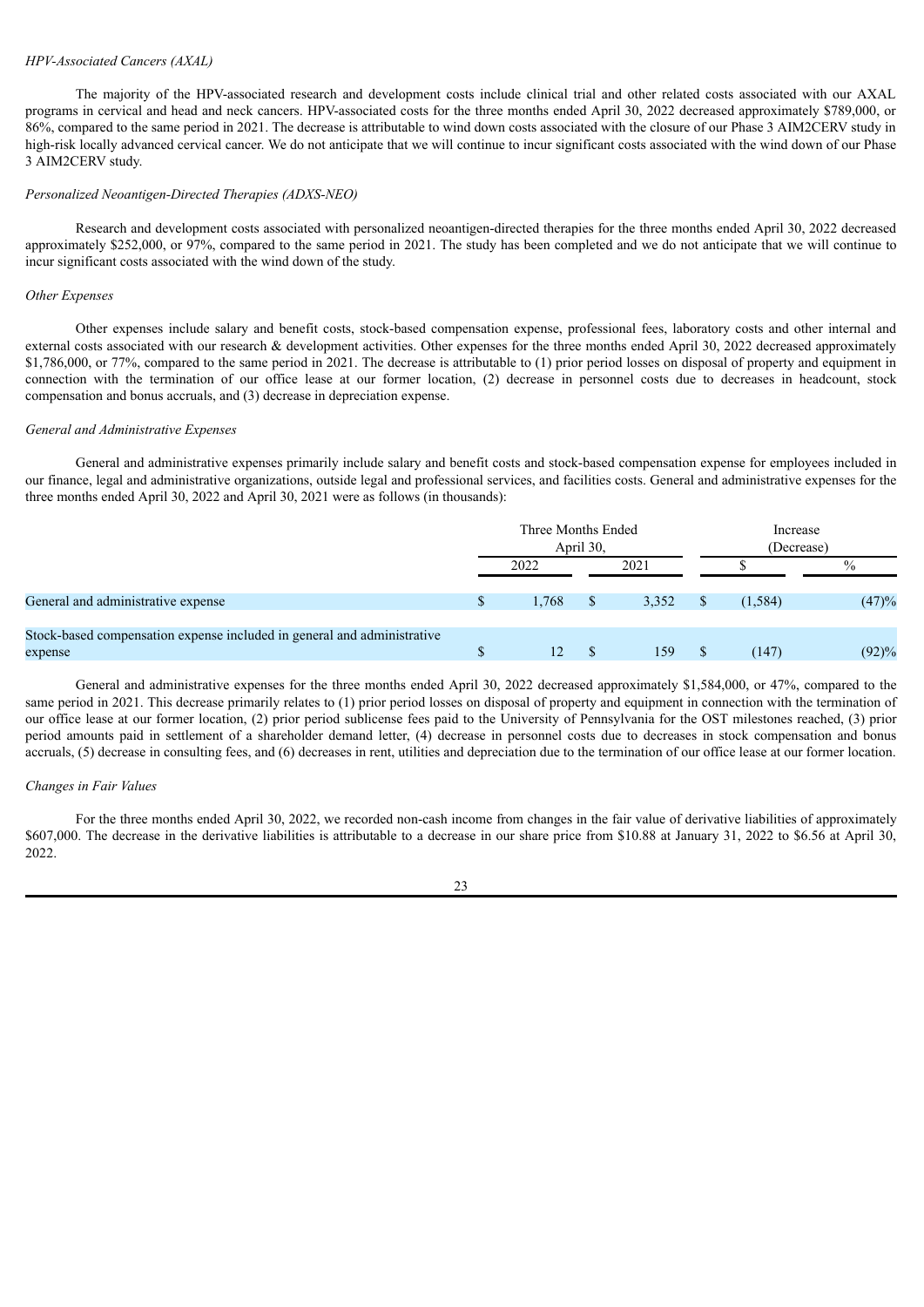*HPV-Associated Cancers (AXAL)*

The majority of the HPV-associated research and development costs include clinical trial and other related costs associated with our AXAL programs in cervical and head and neck cancers. HPV-associated costs for the three months ended April 30, 2022 decreased approximately $789,000, or 86%, compared to the same period in 2021. The decrease is attributable to wind down costs associated with the closure of our Phase 3 AIM2CERV study in high-risk locally advanced cervical cancer. We do not anticipate that we will continue to incur significant costs associated with the wind down of our Phase 3 AIM2CERV study.

*Personalized Neoantigen-Directed Therapies (ADXS-NEO)*

Research and development costs associated with personalized neoantigen-directed therapies for the three months ended April 30, 2022 decreased approximately $252,000, or 97%, compared to the same period in 2021. The study has been completed and we do not anticipate that we will continue to incur significant costs associated with the wind down of the study.

*Other Expenses*

Other expenses include salary and benefit costs, stock-based compensation expense, professional fees, laboratory costs and other internal and external costs associated with our research & development activities. Other expenses for the three months ended April 30, 2022 decreased approximately $1,786,000, or 77%, compared to the same period in 2021. The decrease is attributable to (1) prior period losses on disposal of property and equipment in connection with the termination of our office lease at our former location, (2) decrease in personnel costs due to decreases in headcount, stock compensation and bonus accruals, and (3) decrease in depreciation expense.

*General and Administrative Expenses*

General and administrative expenses primarily include salary and benefit costs and stock-based compensation expense for employees included in our finance, legal and administrative organizations, outside legal and professional services, and facilities costs. General and administrative expenses for the three months ended April 30, 2022 and April 30, 2021 were as follows (in thousands):

| | Three Months Ended April 30, | | Increase (Decrease) | |
|---|---|---|---|---|
| | 2022 | 2021 | $ | % |
| General and administrative expense | $ 1,768 | $ 3,352 | $ (1,584) | (47)% |
| Stock-based compensation expense included in general and administrative expense | $ 12 | $ 159 | $ (147) | (92)% |

General and administrative expenses for the three months ended April 30, 2022 decreased approximately $1,584,000, or 47%, compared to the same period in 2021. This decrease primarily relates to (1) prior period losses on disposal of property and equipment in connection with the termination of our office lease at our former location, (2) prior period sublicense fees paid to the University of Pennsylvania for the OST milestones reached, (3) prior period amounts paid in settlement of a shareholder demand letter, (4) decrease in personnel costs due to decreases in stock compensation and bonus accruals, (5) decrease in consulting fees, and (6) decreases in rent, utilities and depreciation due to the termination of our office lease at our former location.

*Changes in Fair Values*

For the three months ended April 30, 2022, we recorded non-cash income from changes in the fair value of derivative liabilities of approximately $607,000. The decrease in the derivative liabilities is attributable to a decrease in our share price from $10.88 at January 31, 2022 to $6.56 at April 30, 2022.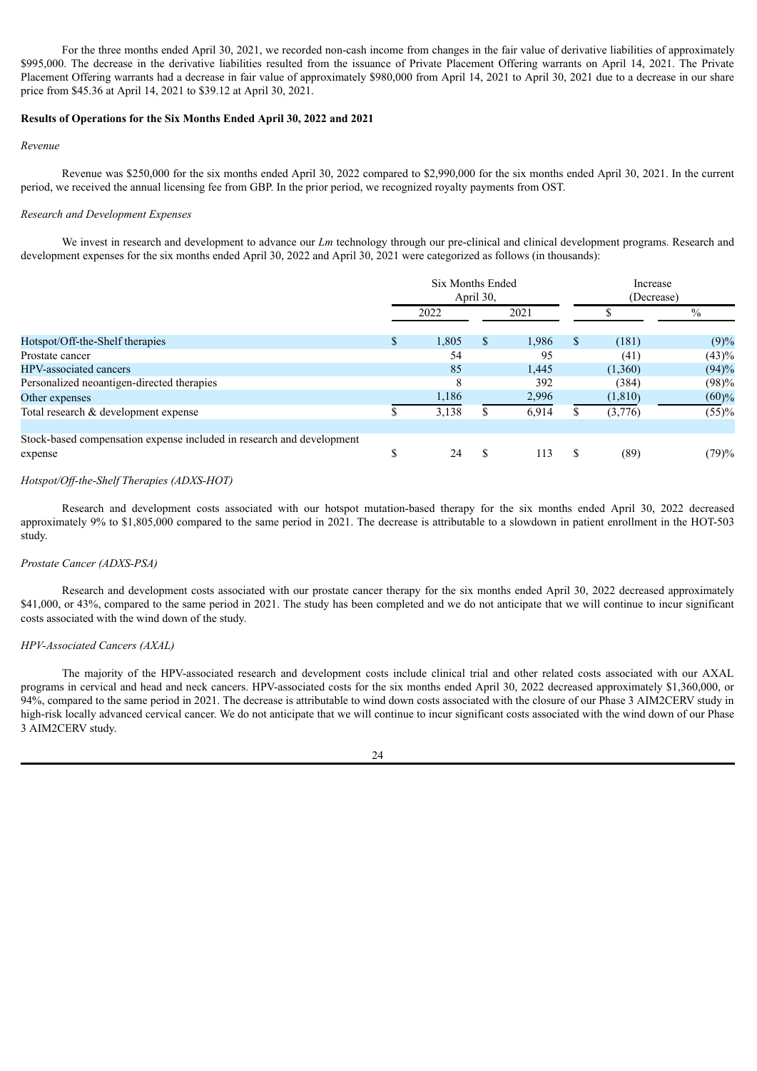For the three months ended April 30, 2021, we recorded non-cash income from changes in the fair value of derivative liabilities of approximately \$995,000. The decrease in the derivative liabilities resulted from the issuance of Private Placement Offering warrants on April 14, 2021. The Private Placement Offering warrants had a decrease in fair value of approximately \$980,000 from April 14, 2021 to April 30, 2021 due to a decrease in our share price from \$45.36 at April 14, 2021 to \$39.12 at April 30, 2021.

**Results of Operations for the Six Months Ended April 30, 2022 and 2021**

*Revenue*

Revenue was \$250,000 for the six months ended April 30, 2022 compared to \$2,990,000 for the six months ended April 30, 2021. In the current period, we received the annual licensing fee from GBP. In the prior period, we recognized royalty payments from OST.

*Research and Development Expenses*

We invest in research and development to advance our *Lm* technology through our pre-clinical and clinical development programs. Research and development expenses for the six months ended April 30, 2022 and April 30, 2021 were categorized as follows (in thousands):

| | Six Months Ended April 30, | | Increase (Decrease) | |
|---|---|---|---|---|
| | 2022 | 2021 | \$ | % |
| Hotspot/Off-the-Shelf therapies | \$ 1,805 | \$ 1,986 | \$ (181) | (9)% |
| Prostate cancer | 54 | 95 | (41) | (43)% |
| HPV-associated cancers | 85 | 1,445 | (1,360) | (94)% |
| Personalized neoantigen-directed therapies | 8 | 392 | (384) | (98)% |
| Other expenses | 1,186 | 2,996 | (1,810) | (60)% |
| Total research & development expense | \$ 3,138 | \$ 6,914 | \$ (3,776) | (55)% |
| | | | | |
| Stock-based compensation expense included in research and development expense | \$ 24 | \$ 113 | \$ (89) | (79)% |

*Hotspot/Off-the-Shelf Therapies (ADXS-HOT)*

Research and development costs associated with our hotspot mutation-based therapy for the six months ended April 30, 2022 decreased approximately 9% to \$1,805,000 compared to the same period in 2021. The decrease is attributable to a slowdown in patient enrollment in the HOT-503 study.

*Prostate Cancer (ADXS-PSA)*

Research and development costs associated with our prostate cancer therapy for the six months ended April 30, 2022 decreased approximately \$41,000, or 43%, compared to the same period in 2021. The study has been completed and we do not anticipate that we will continue to incur significant costs associated with the wind down of the study.

*HPV-Associated Cancers (AXAL)*

The majority of the HPV-associated research and development costs include clinical trial and other related costs associated with our AXAL programs in cervical and head and neck cancers. HPV-associated costs for the six months ended April 30, 2022 decreased approximately \$1,360,000, or 94%, compared to the same period in 2021. The decrease is attributable to wind down costs associated with the closure of our Phase 3 AIM2CERV study in high-risk locally advanced cervical cancer. We do not anticipate that we will continue to incur significant costs associated with the wind down of our Phase 3 AIM2CERV study.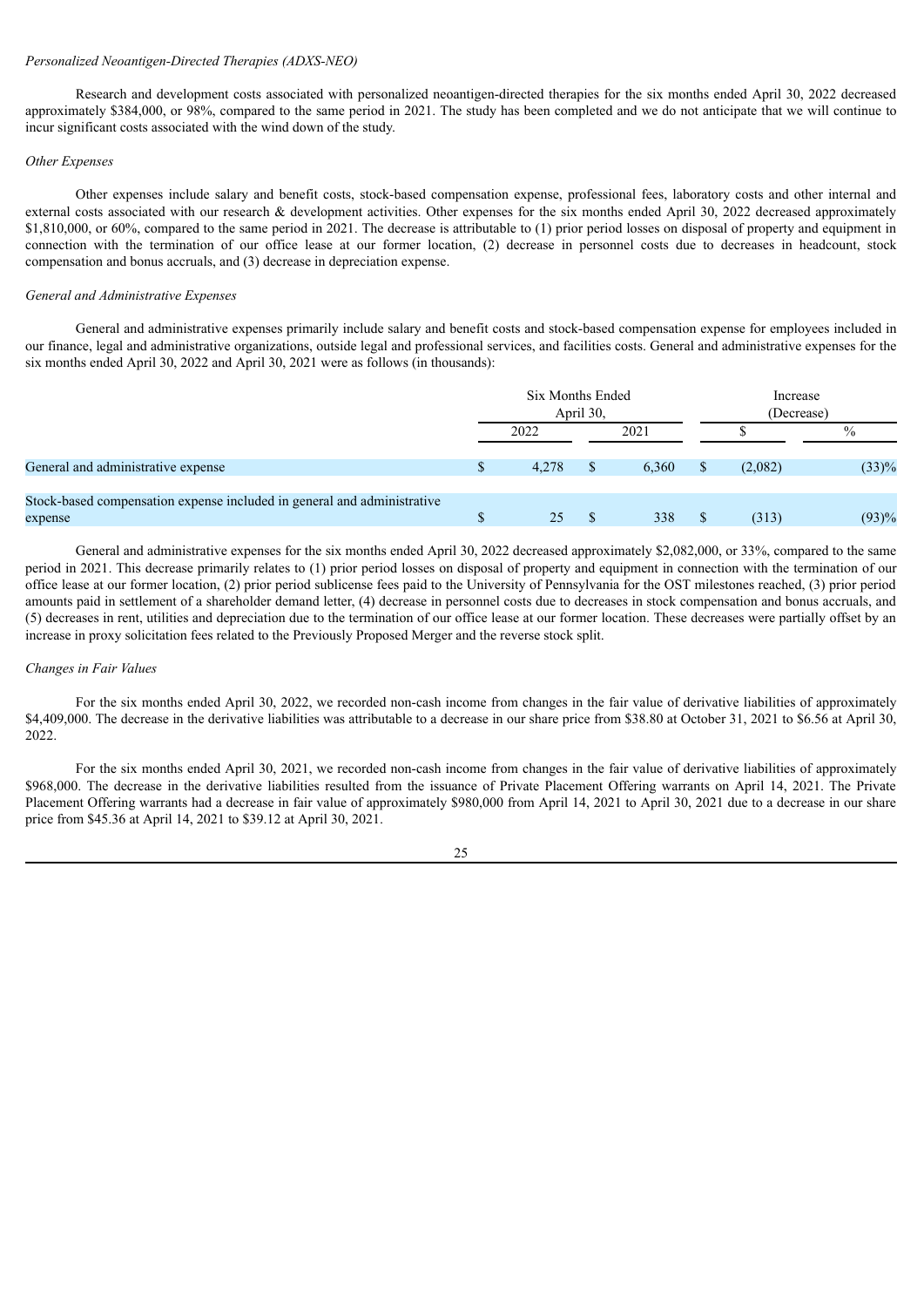*Personalized Neoantigen-Directed Therapies (ADXS-NEO)*

Research and development costs associated with personalized neoantigen-directed therapies for the six months ended April 30, 2022 decreased approximately $384,000, or 98%, compared to the same period in 2021. The study has been completed and we do not anticipate that we will continue to incur significant costs associated with the wind down of the study.

*Other Expenses*

Other expenses include salary and benefit costs, stock-based compensation expense, professional fees, laboratory costs and other internal and external costs associated with our research & development activities. Other expenses for the six months ended April 30, 2022 decreased approximately $1,810,000, or 60%, compared to the same period in 2021. The decrease is attributable to (1) prior period losses on disposal of property and equipment in connection with the termination of our office lease at our former location, (2) decrease in personnel costs due to decreases in headcount, stock compensation and bonus accruals, and (3) decrease in depreciation expense.

*General and Administrative Expenses*

General and administrative expenses primarily include salary and benefit costs and stock-based compensation expense for employees included in our finance, legal and administrative organizations, outside legal and professional services, and facilities costs. General and administrative expenses for the six months ended April 30, 2022 and April 30, 2021 were as follows (in thousands):

| | Six Months Ended April 30, | | Increase (Decrease) | |
|---|---|---|---|---|
| | 2022 | 2021 | $ | % |
| General and administrative expense | $ 4,278 | $ 6,360 | $ (2,082) | (33)% |
| Stock-based compensation expense included in general and administrative expense | $ 25 | $ 338 | $ (313) | (93)% |

General and administrative expenses for the six months ended April 30, 2022 decreased approximately $2,082,000, or 33%, compared to the same period in 2021. This decrease primarily relates to (1) prior period losses on disposal of property and equipment in connection with the termination of our office lease at our former location, (2) prior period sublicense fees paid to the University of Pennsylvania for the OST milestones reached, (3) prior period amounts paid in settlement of a shareholder demand letter, (4) decrease in personnel costs due to decreases in stock compensation and bonus accruals, and (5) decreases in rent, utilities and depreciation due to the termination of our office lease at our former location. These decreases were partially offset by an increase in proxy solicitation fees related to the Previously Proposed Merger and the reverse stock split.

*Changes in Fair Values*

For the six months ended April 30, 2022, we recorded non-cash income from changes in the fair value of derivative liabilities of approximately $4,409,000. The decrease in the derivative liabilities was attributable to a decrease in our share price from $38.80 at October 31, 2021 to $6.56 at April 30, 2022.

For the six months ended April 30, 2021, we recorded non-cash income from changes in the fair value of derivative liabilities of approximately $968,000. The decrease in the derivative liabilities resulted from the issuance of Private Placement Offering warrants on April 14, 2021. The Private Placement Offering warrants had a decrease in fair value of approximately $980,000 from April 14, 2021 to April 30, 2021 due to a decrease in our share price from $45.36 at April 14, 2021 to $39.12 at April 30, 2021.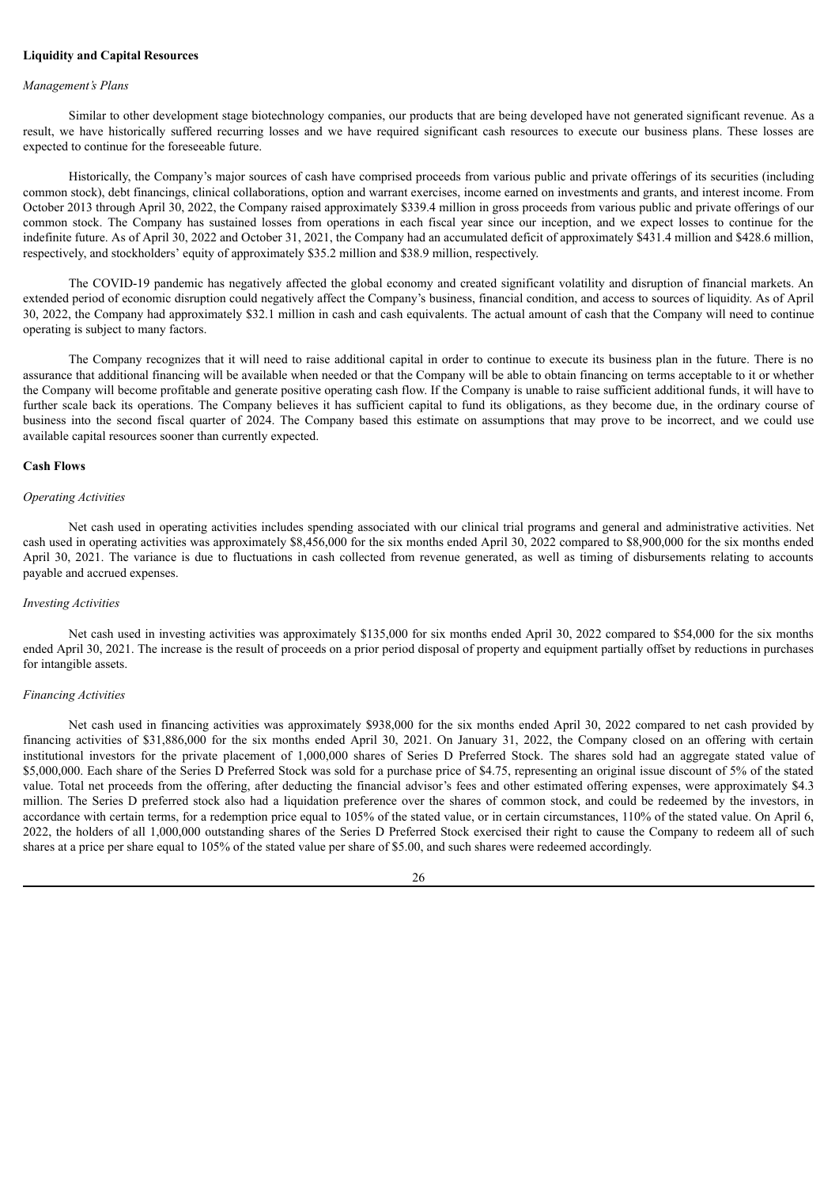**Liquidity and Capital Resources**

*Management's Plans*

Similar to other development stage biotechnology companies, our products that are being developed have not generated significant revenue. As a result, we have historically suffered recurring losses and we have required significant cash resources to execute our business plans. These losses are expected to continue for the foreseeable future.

Historically, the Company's major sources of cash have comprised proceeds from various public and private offerings of its securities (including common stock), debt financings, clinical collaborations, option and warrant exercises, income earned on investments and grants, and interest income. From October 2013 through April 30, 2022, the Company raised approximately $339.4 million in gross proceeds from various public and private offerings of our common stock. The Company has sustained losses from operations in each fiscal year since our inception, and we expect losses to continue for the indefinite future. As of April 30, 2022 and October 31, 2021, the Company had an accumulated deficit of approximately $431.4 million and $428.6 million, respectively, and stockholders' equity of approximately $35.2 million and $38.9 million, respectively.

The COVID-19 pandemic has negatively affected the global economy and created significant volatility and disruption of financial markets. An extended period of economic disruption could negatively affect the Company's business, financial condition, and access to sources of liquidity. As of April 30, 2022, the Company had approximately $32.1 million in cash and cash equivalents. The actual amount of cash that the Company will need to continue operating is subject to many factors.

The Company recognizes that it will need to raise additional capital in order to continue to execute its business plan in the future. There is no assurance that additional financing will be available when needed or that the Company will be able to obtain financing on terms acceptable to it or whether the Company will become profitable and generate positive operating cash flow. If the Company is unable to raise sufficient additional funds, it will have to further scale back its operations. The Company believes it has sufficient capital to fund its obligations, as they become due, in the ordinary course of business into the second fiscal quarter of 2024. The Company based this estimate on assumptions that may prove to be incorrect, and we could use available capital resources sooner than currently expected.

**Cash Flows**

*Operating Activities*

Net cash used in operating activities includes spending associated with our clinical trial programs and general and administrative activities. Net cash used in operating activities was approximately $8,456,000 for the six months ended April 30, 2022 compared to $8,900,000 for the six months ended April 30, 2021. The variance is due to fluctuations in cash collected from revenue generated, as well as timing of disbursements relating to accounts payable and accrued expenses.

*Investing Activities*

Net cash used in investing activities was approximately $135,000 for six months ended April 30, 2022 compared to $54,000 for the six months ended April 30, 2021. The increase is the result of proceeds on a prior period disposal of property and equipment partially offset by reductions in purchases for intangible assets.

*Financing Activities*

Net cash used in financing activities was approximately $938,000 for the six months ended April 30, 2022 compared to net cash provided by financing activities of $31,886,000 for the six months ended April 30, 2021. On January 31, 2022, the Company closed on an offering with certain institutional investors for the private placement of 1,000,000 shares of Series D Preferred Stock. The shares sold had an aggregate stated value of $5,000,000. Each share of the Series D Preferred Stock was sold for a purchase price of $4.75, representing an original issue discount of 5% of the stated value. Total net proceeds from the offering, after deducting the financial advisor's fees and other estimated offering expenses, were approximately $4.3 million. The Series D preferred stock also had a liquidation preference over the shares of common stock, and could be redeemed by the investors, in accordance with certain terms, for a redemption price equal to 105% of the stated value, or in certain circumstances, 110% of the stated value. On April 6, 2022, the holders of all 1,000,000 outstanding shares of the Series D Preferred Stock exercised their right to cause the Company to redeem all of such shares at a price per share equal to 105% of the stated value per share of $5.00, and such shares were redeemed accordingly.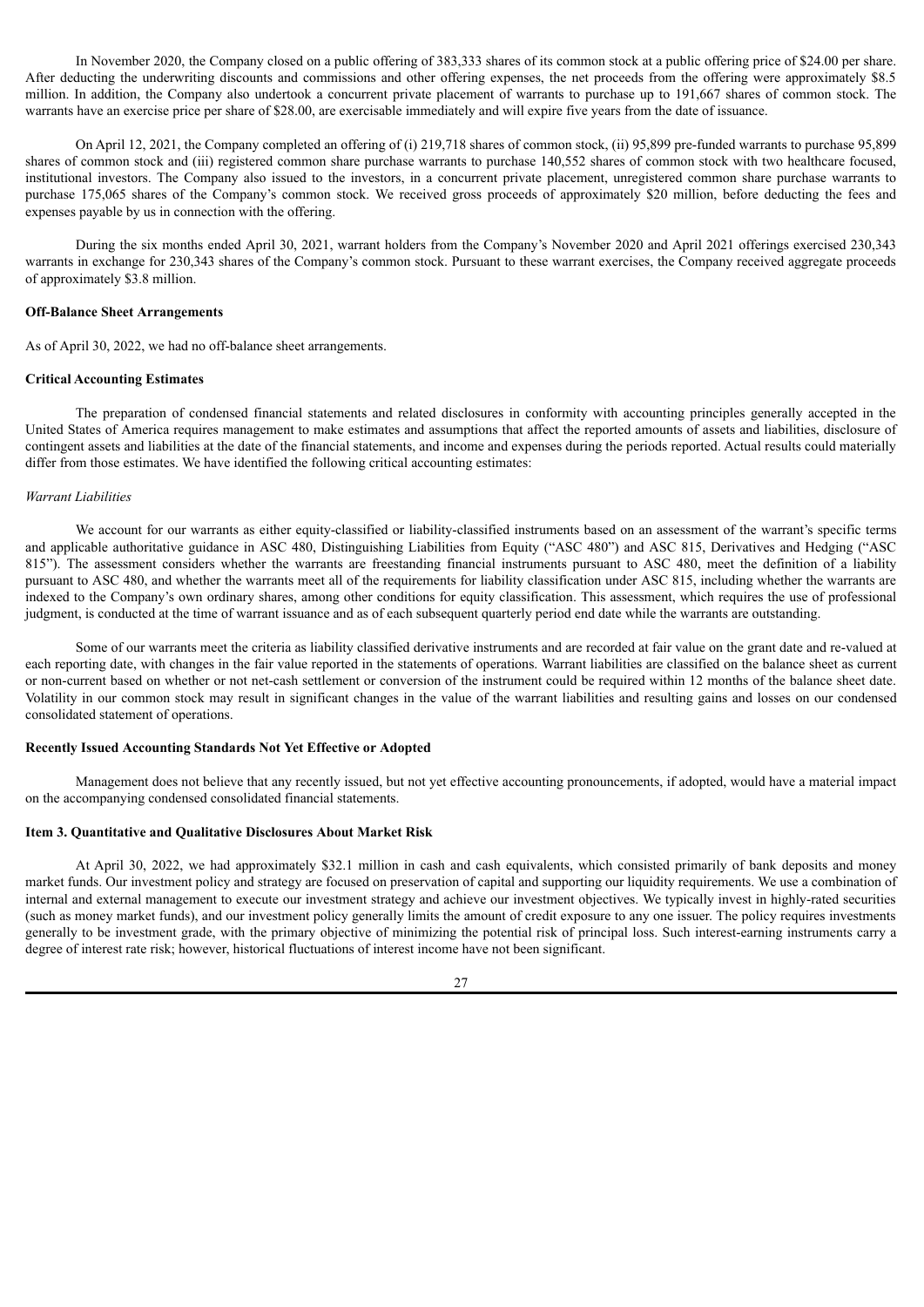In November 2020, the Company closed on a public offering of 383,333 shares of its common stock at a public offering price of $24.00 per share. After deducting the underwriting discounts and commissions and other offering expenses, the net proceeds from the offering were approximately $8.5 million. In addition, the Company also undertook a concurrent private placement of warrants to purchase up to 191,667 shares of common stock. The warrants have an exercise price per share of $28.00, are exercisable immediately and will expire five years from the date of issuance.

On April 12, 2021, the Company completed an offering of (i) 219,718 shares of common stock, (ii) 95,899 pre-funded warrants to purchase 95,899 shares of common stock and (iii) registered common share purchase warrants to purchase 140,552 shares of common stock with two healthcare focused, institutional investors. The Company also issued to the investors, in a concurrent private placement, unregistered common share purchase warrants to purchase 175,065 shares of the Company's common stock. We received gross proceeds of approximately $20 million, before deducting the fees and expenses payable by us in connection with the offering.

During the six months ended April 30, 2021, warrant holders from the Company's November 2020 and April 2021 offerings exercised 230,343 warrants in exchange for 230,343 shares of the Company's common stock. Pursuant to these warrant exercises, the Company received aggregate proceeds of approximately $3.8 million.

### Off-Balance Sheet Arrangements

As of April 30, 2022, we had no off-balance sheet arrangements.

### Critical Accounting Estimates

The preparation of condensed financial statements and related disclosures in conformity with accounting principles generally accepted in the United States of America requires management to make estimates and assumptions that affect the reported amounts of assets and liabilities, disclosure of contingent assets and liabilities at the date of the financial statements, and income and expenses during the periods reported. Actual results could materially differ from those estimates. We have identified the following critical accounting estimates:

*Warrant Liabilities*

We account for our warrants as either equity-classified or liability-classified instruments based on an assessment of the warrant's specific terms and applicable authoritative guidance in ASC 480, Distinguishing Liabilities from Equity ("ASC 480") and ASC 815, Derivatives and Hedging ("ASC 815"). The assessment considers whether the warrants are freestanding financial instruments pursuant to ASC 480, meet the definition of a liability pursuant to ASC 480, and whether the warrants meet all of the requirements for liability classification under ASC 815, including whether the warrants are indexed to the Company's own ordinary shares, among other conditions for equity classification. This assessment, which requires the use of professional judgment, is conducted at the time of warrant issuance and as of each subsequent quarterly period end date while the warrants are outstanding.

Some of our warrants meet the criteria as liability classified derivative instruments and are recorded at fair value on the grant date and re-valued at each reporting date, with changes in the fair value reported in the statements of operations. Warrant liabilities are classified on the balance sheet as current or non-current based on whether or not net-cash settlement or conversion of the instrument could be required within 12 months of the balance sheet date. Volatility in our common stock may result in significant changes in the value of the warrant liabilities and resulting gains and losses on our condensed consolidated statement of operations.

### Recently Issued Accounting Standards Not Yet Effective or Adopted

Management does not believe that any recently issued, but not yet effective accounting pronouncements, if adopted, would have a material impact on the accompanying condensed consolidated financial statements.

## Item 3. Quantitative and Qualitative Disclosures About Market Risk

At April 30, 2022, we had approximately $32.1 million in cash and cash equivalents, which consisted primarily of bank deposits and money market funds. Our investment policy and strategy are focused on preservation of capital and supporting our liquidity requirements. We use a combination of internal and external management to execute our investment strategy and achieve our investment objectives. We typically invest in highly-rated securities (such as money market funds), and our investment policy generally limits the amount of credit exposure to any one issuer. The policy requires investments generally to be investment grade, with the primary objective of minimizing the potential risk of principal loss. Such interest-earning instruments carry a degree of interest rate risk; however, historical fluctuations of interest income have not been significant.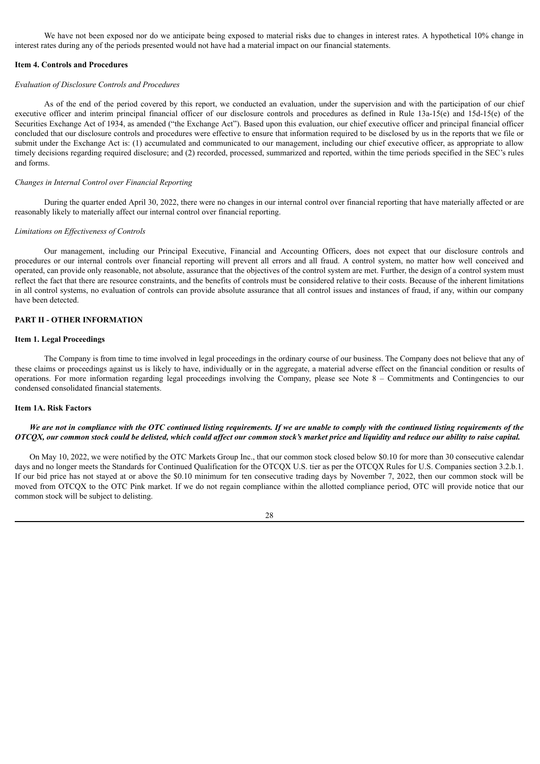We have not been exposed nor do we anticipate being exposed to material risks due to changes in interest rates. A hypothetical 10% change in interest rates during any of the periods presented would not have had a material impact on our financial statements.

### Item 4. Controls and Procedures

*Evaluation of Disclosure Controls and Procedures*

As of the end of the period covered by this report, we conducted an evaluation, under the supervision and with the participation of our chief executive officer and interim principal financial officer of our disclosure controls and procedures as defined in Rule 13a-15(e) and 15d-15(e) of the Securities Exchange Act of 1934, as amended ("the Exchange Act"). Based upon this evaluation, our chief executive officer and principal financial officer concluded that our disclosure controls and procedures were effective to ensure that information required to be disclosed by us in the reports that we file or submit under the Exchange Act is: (1) accumulated and communicated to our management, including our chief executive officer, as appropriate to allow timely decisions regarding required disclosure; and (2) recorded, processed, summarized and reported, within the time periods specified in the SEC's rules and forms.

*Changes in Internal Control over Financial Reporting*

During the quarter ended April 30, 2022, there were no changes in our internal control over financial reporting that have materially affected or are reasonably likely to materially affect our internal control over financial reporting.

*Limitations on Effectiveness of Controls*

Our management, including our Principal Executive, Financial and Accounting Officers, does not expect that our disclosure controls and procedures or our internal controls over financial reporting will prevent all errors and all fraud. A control system, no matter how well conceived and operated, can provide only reasonable, not absolute, assurance that the objectives of the control system are met. Further, the design of a control system must reflect the fact that there are resource constraints, and the benefits of controls must be considered relative to their costs. Because of the inherent limitations in all control systems, no evaluation of controls can provide absolute assurance that all control issues and instances of fraud, if any, within our company have been detected.

## PART II - OTHER INFORMATION

### Item 1. Legal Proceedings

The Company is from time to time involved in legal proceedings in the ordinary course of our business. The Company does not believe that any of these claims or proceedings against us is likely to have, individually or in the aggregate, a material adverse effect on the financial condition or results of operations. For more information regarding legal proceedings involving the Company, please see Note 8 – Commitments and Contingencies to our condensed consolidated financial statements.

### Item 1A. Risk Factors

***We are not in compliance with the OTC continued listing requirements. If we are unable to comply with the continued listing requirements of the OTCQX, our common stock could be delisted, which could affect our common stock's market price and liquidity and reduce our ability to raise capital.***

On May 10, 2022, we were notified by the OTC Markets Group Inc., that our common stock closed below $0.10 for more than 30 consecutive calendar days and no longer meets the Standards for Continued Qualification for the OTCQX U.S. tier as per the OTCQX Rules for U.S. Companies section 3.2.b.1. If our bid price has not stayed at or above the $0.10 minimum for ten consecutive trading days by November 7, 2022, then our common stock will be moved from OTCQX to the OTC Pink market. If we do not regain compliance within the allotted compliance period, OTC will provide notice that our common stock will be subject to delisting.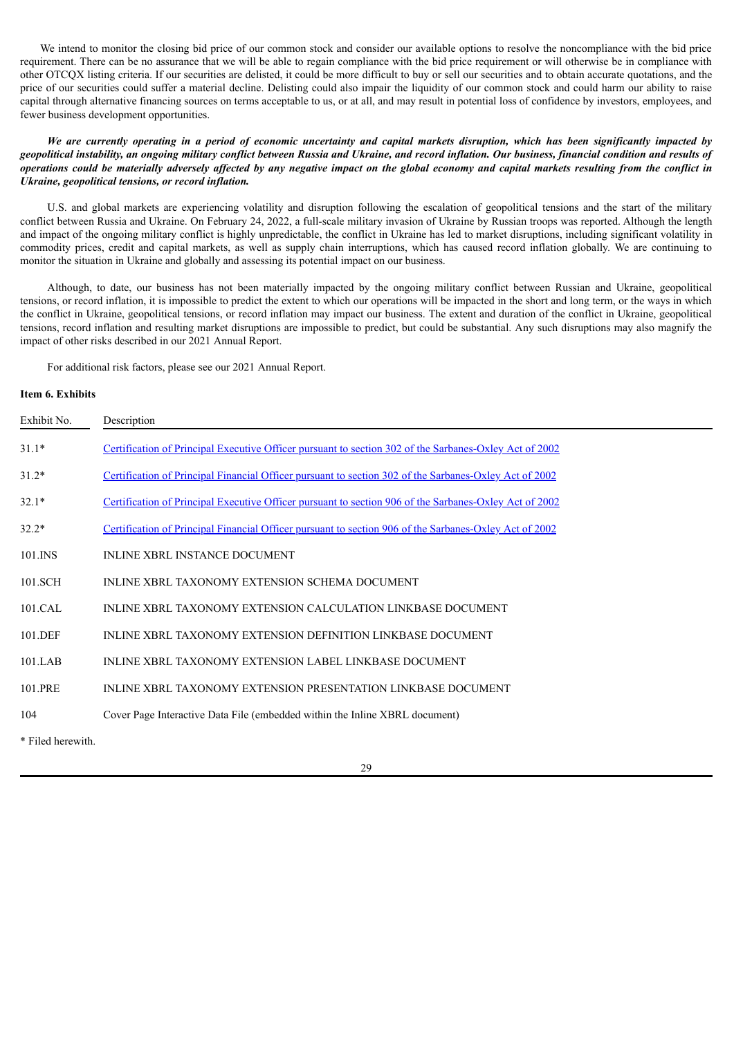We intend to monitor the closing bid price of our common stock and consider our available options to resolve the noncompliance with the bid price requirement. There can be no assurance that we will be able to regain compliance with the bid price requirement or will otherwise be in compliance with other OTCQX listing criteria. If our securities are delisted, it could be more difficult to buy or sell our securities and to obtain accurate quotations, and the price of our securities could suffer a material decline. Delisting could also impair the liquidity of our common stock and could harm our ability to raise capital through alternative financing sources on terms acceptable to us, or at all, and may result in potential loss of confidence by investors, employees, and fewer business development opportunities.

***We are currently operating in a period of economic uncertainty and capital markets disruption, which has been significantly impacted by geopolitical instability, an ongoing military conflict between Russia and Ukraine, and record inflation. Our business, financial condition and results of operations could be materially adversely affected by any negative impact on the global economy and capital markets resulting from the conflict in Ukraine, geopolitical tensions, or record inflation.***

U.S. and global markets are experiencing volatility and disruption following the escalation of geopolitical tensions and the start of the military conflict between Russia and Ukraine. On February 24, 2022, a full-scale military invasion of Ukraine by Russian troops was reported. Although the length and impact of the ongoing military conflict is highly unpredictable, the conflict in Ukraine has led to market disruptions, including significant volatility in commodity prices, credit and capital markets, as well as supply chain interruptions, which has caused record inflation globally. We are continuing to monitor the situation in Ukraine and globally and assessing its potential impact on our business.

Although, to date, our business has not been materially impacted by the ongoing military conflict between Russian and Ukraine, geopolitical tensions, or record inflation, it is impossible to predict the extent to which our operations will be impacted in the short and long term, or the ways in which the conflict in Ukraine, geopolitical tensions, or record inflation may impact our business. The extent and duration of the conflict in Ukraine, geopolitical tensions, record inflation and resulting market disruptions are impossible to predict, but could be substantial. Any such disruptions may also magnify the impact of other risks described in our 2021 Annual Report.

For additional risk factors, please see our 2021 Annual Report.

**Item 6. Exhibits**

| Exhibit No. | Description |
|---|---|
| 31.1* | Certification of Principal Executive Officer pursuant to section 302 of the Sarbanes-Oxley Act of 2002 |
| 31.2* | Certification of Principal Financial Officer pursuant to section 302 of the Sarbanes-Oxley Act of 2002 |
| 32.1* | Certification of Principal Executive Officer pursuant to section 906 of the Sarbanes-Oxley Act of 2002 |
| 32.2* | Certification of Principal Financial Officer pursuant to section 906 of the Sarbanes-Oxley Act of 2002 |
| 101.INS | INLINE XBRL INSTANCE DOCUMENT |
| 101.SCH | INLINE XBRL TAXONOMY EXTENSION SCHEMA DOCUMENT |
| 101.CAL | INLINE XBRL TAXONOMY EXTENSION CALCULATION LINKBASE DOCUMENT |
| 101.DEF | INLINE XBRL TAXONOMY EXTENSION DEFINITION LINKBASE DOCUMENT |
| 101.LAB | INLINE XBRL TAXONOMY EXTENSION LABEL LINKBASE DOCUMENT |
| 101.PRE | INLINE XBRL TAXONOMY EXTENSION PRESENTATION LINKBASE DOCUMENT |
| 104 | Cover Page Interactive Data File (embedded within the Inline XBRL document) |

\* Filed herewith.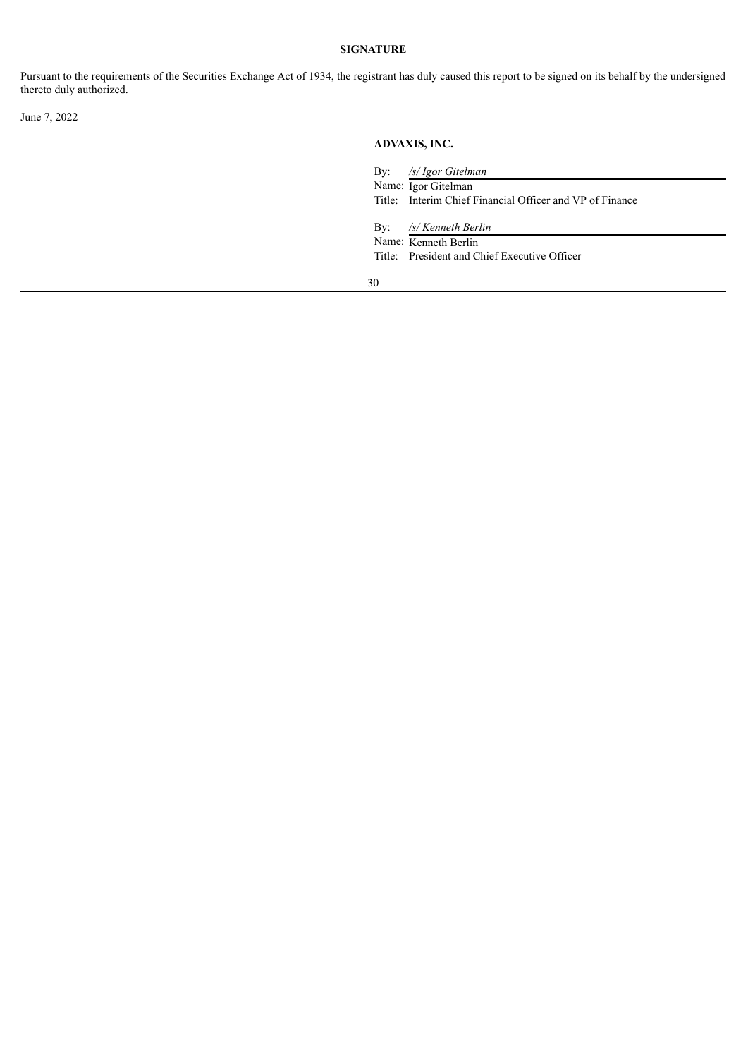**SIGNATURE**

Pursuant to the requirements of the Securities Exchange Act of 1934, the registrant has duly caused this report to be signed on its behalf by the undersigned thereto duly authorized.

June 7, 2022

**ADVAXIS, INC.**

By: */s/ Igor Gitelman*
Name: Igor Gitelman
Title: Interim Chief Financial Officer and VP of Finance

By: */s/ Kenneth Berlin*
Name: Kenneth Berlin
Title: President and Chief Executive Officer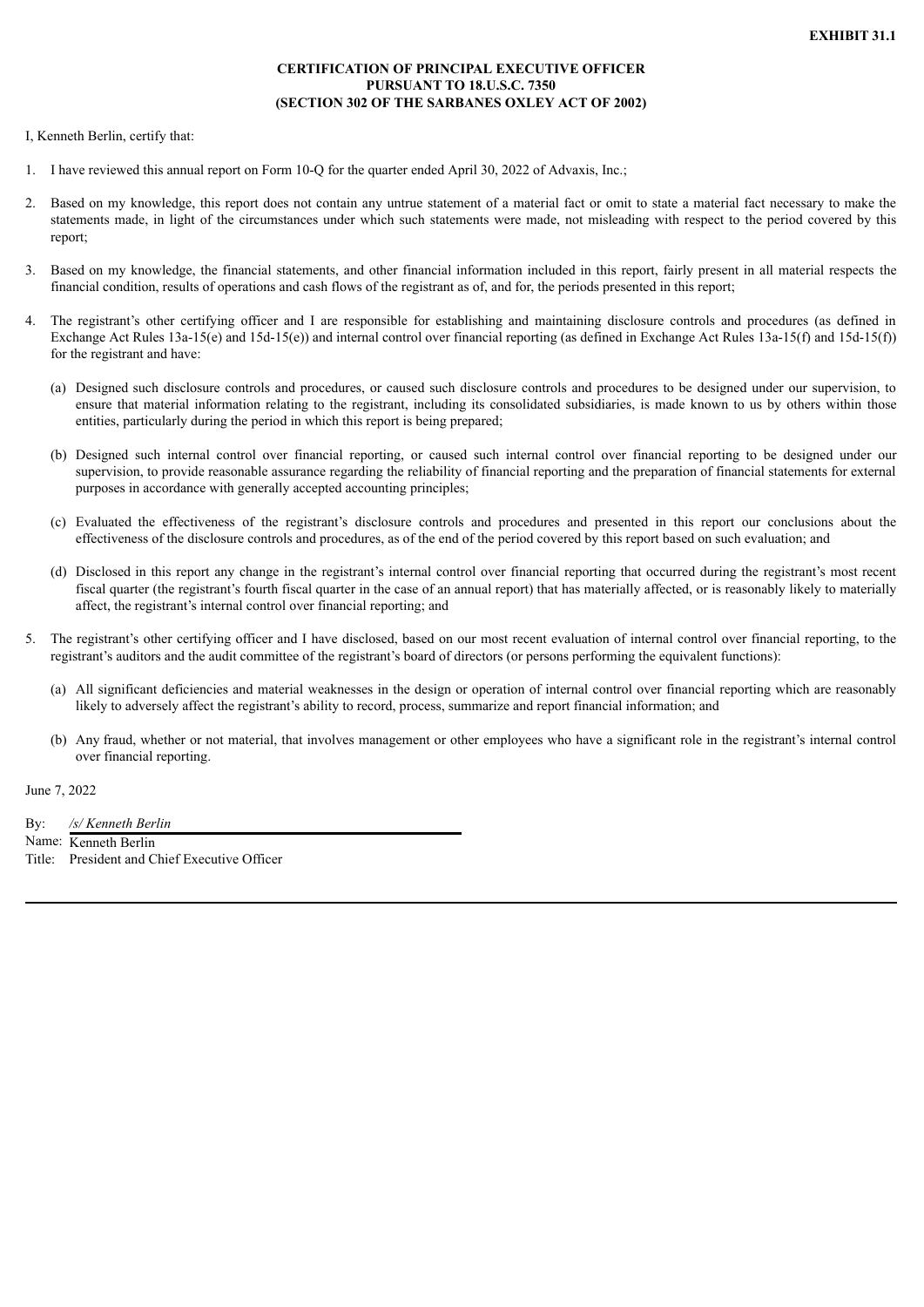**EXHIBIT 31.1**

**CERTIFICATION OF PRINCIPAL EXECUTIVE OFFICER**
**PURSUANT TO 18.U.S.C. 7350**
**(SECTION 302 OF THE SARBANES OXLEY ACT OF 2002)**

I, Kenneth Berlin, certify that:

1. I have reviewed this annual report on Form 10-Q for the quarter ended April 30, 2022 of Advaxis, Inc.;

2. Based on my knowledge, this report does not contain any untrue statement of a material fact or omit to state a material fact necessary to make the statements made, in light of the circumstances under which such statements were made, not misleading with respect to the period covered by this report;

3. Based on my knowledge, the financial statements, and other financial information included in this report, fairly present in all material respects the financial condition, results of operations and cash flows of the registrant as of, and for, the periods presented in this report;

4. The registrant's other certifying officer and I are responsible for establishing and maintaining disclosure controls and procedures (as defined in Exchange Act Rules 13a-15(e) and 15d-15(e)) and internal control over financial reporting (as defined in Exchange Act Rules 13a-15(f) and 15d-15(f)) for the registrant and have:

   (a) Designed such disclosure controls and procedures, or caused such disclosure controls and procedures to be designed under our supervision, to ensure that material information relating to the registrant, including its consolidated subsidiaries, is made known to us by others within those entities, particularly during the period in which this report is being prepared;

   (b) Designed such internal control over financial reporting, or caused such internal control over financial reporting to be designed under our supervision, to provide reasonable assurance regarding the reliability of financial reporting and the preparation of financial statements for external purposes in accordance with generally accepted accounting principles;

   (c) Evaluated the effectiveness of the registrant's disclosure controls and procedures and presented in this report our conclusions about the effectiveness of the disclosure controls and procedures, as of the end of the period covered by this report based on such evaluation; and

   (d) Disclosed in this report any change in the registrant's internal control over financial reporting that occurred during the registrant's most recent fiscal quarter (the registrant's fourth fiscal quarter in the case of an annual report) that has materially affected, or is reasonably likely to materially affect, the registrant's internal control over financial reporting; and

5. The registrant's other certifying officer and I have disclosed, based on our most recent evaluation of internal control over financial reporting, to the registrant's auditors and the audit committee of the registrant's board of directors (or persons performing the equivalent functions):

   (a) All significant deficiencies and material weaknesses in the design or operation of internal control over financial reporting which are reasonably likely to adversely affect the registrant's ability to record, process, summarize and report financial information; and

   (b) Any fraud, whether or not material, that involves management or other employees who have a significant role in the registrant's internal control over financial reporting.

June 7, 2022

By: */s/ Kenneth Berlin*
Name: Kenneth Berlin
Title: President and Chief Executive Officer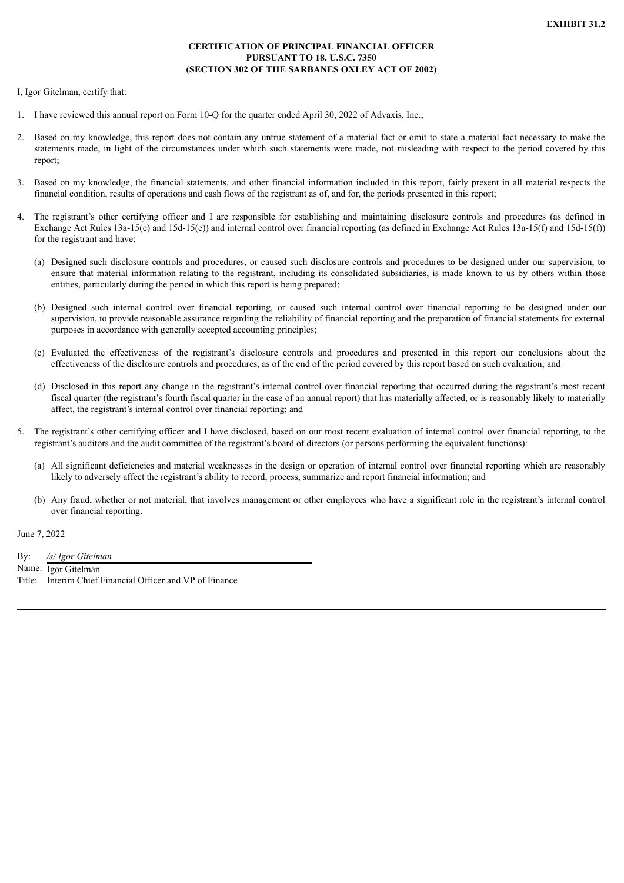**EXHIBIT 31.2**

**CERTIFICATION OF PRINCIPAL FINANCIAL OFFICER**
**PURSUANT TO 18. U.S.C. 7350**
**(SECTION 302 OF THE SARBANES OXLEY ACT OF 2002)**

I, Igor Gitelman, certify that:

1. I have reviewed this annual report on Form 10-Q for the quarter ended April 30, 2022 of Advaxis, Inc.;

2. Based on my knowledge, this report does not contain any untrue statement of a material fact or omit to state a material fact necessary to make the statements made, in light of the circumstances under which such statements were made, not misleading with respect to the period covered by this report;

3. Based on my knowledge, the financial statements, and other financial information included in this report, fairly present in all material respects the financial condition, results of operations and cash flows of the registrant as of, and for, the periods presented in this report;

4. The registrant's other certifying officer and I are responsible for establishing and maintaining disclosure controls and procedures (as defined in Exchange Act Rules 13a-15(e) and 15d-15(e)) and internal control over financial reporting (as defined in Exchange Act Rules 13a-15(f) and 15d-15(f)) for the registrant and have:

   (a) Designed such disclosure controls and procedures, or caused such disclosure controls and procedures to be designed under our supervision, to ensure that material information relating to the registrant, including its consolidated subsidiaries, is made known to us by others within those entities, particularly during the period in which this report is being prepared;

   (b) Designed such internal control over financial reporting, or caused such internal control over financial reporting to be designed under our supervision, to provide reasonable assurance regarding the reliability of financial reporting and the preparation of financial statements for external purposes in accordance with generally accepted accounting principles;

   (c) Evaluated the effectiveness of the registrant's disclosure controls and procedures and presented in this report our conclusions about the effectiveness of the disclosure controls and procedures, as of the end of the period covered by this report based on such evaluation; and

   (d) Disclosed in this report any change in the registrant's internal control over financial reporting that occurred during the registrant's most recent fiscal quarter (the registrant's fourth fiscal quarter in the case of an annual report) that has materially affected, or is reasonably likely to materially affect, the registrant's internal control over financial reporting; and

5. The registrant's other certifying officer and I have disclosed, based on our most recent evaluation of internal control over financial reporting, to the registrant's auditors and the audit committee of the registrant's board of directors (or persons performing the equivalent functions):

   (a) All significant deficiencies and material weaknesses in the design or operation of internal control over financial reporting which are reasonably likely to adversely affect the registrant's ability to record, process, summarize and report financial information; and

   (b) Any fraud, whether or not material, that involves management or other employees who have a significant role in the registrant's internal control over financial reporting.

June 7, 2022

By: */s/ Igor Gitelman*
Name: Igor Gitelman
Title: Interim Chief Financial Officer and VP of Finance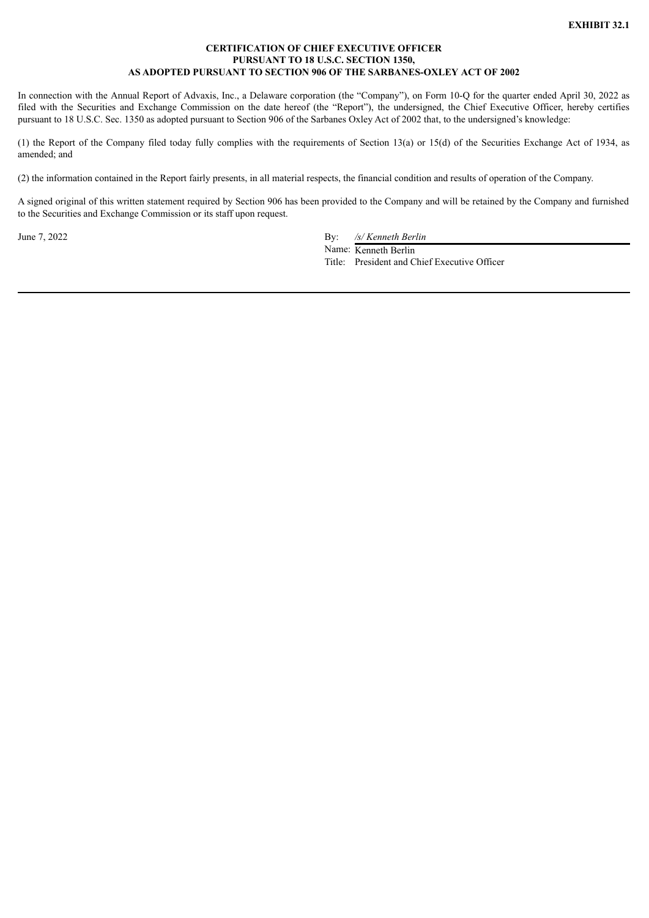**EXHIBIT 32.1**

**CERTIFICATION OF CHIEF EXECUTIVE OFFICER**
**PURSUANT TO 18 U.S.C. SECTION 1350,**
**AS ADOPTED PURSUANT TO SECTION 906 OF THE SARBANES-OXLEY ACT OF 2002**

In connection with the Annual Report of Advaxis, Inc., a Delaware corporation (the "Company"), on Form 10-Q for the quarter ended April 30, 2022 as filed with the Securities and Exchange Commission on the date hereof (the "Report"), the undersigned, the Chief Executive Officer, hereby certifies pursuant to 18 U.S.C. Sec. 1350 as adopted pursuant to Section 906 of the Sarbanes Oxley Act of 2002 that, to the undersigned's knowledge:

(1) the Report of the Company filed today fully complies with the requirements of Section 13(a) or 15(d) of the Securities Exchange Act of 1934, as amended; and

(2) the information contained in the Report fairly presents, in all material respects, the financial condition and results of operation of the Company.

A signed original of this written statement required by Section 906 has been provided to the Company and will be retained by the Company and furnished to the Securities and Exchange Commission or its staff upon request.

June 7, 2022

By: */s/ Kenneth Berlin*
Name: Kenneth Berlin
Title: President and Chief Executive Officer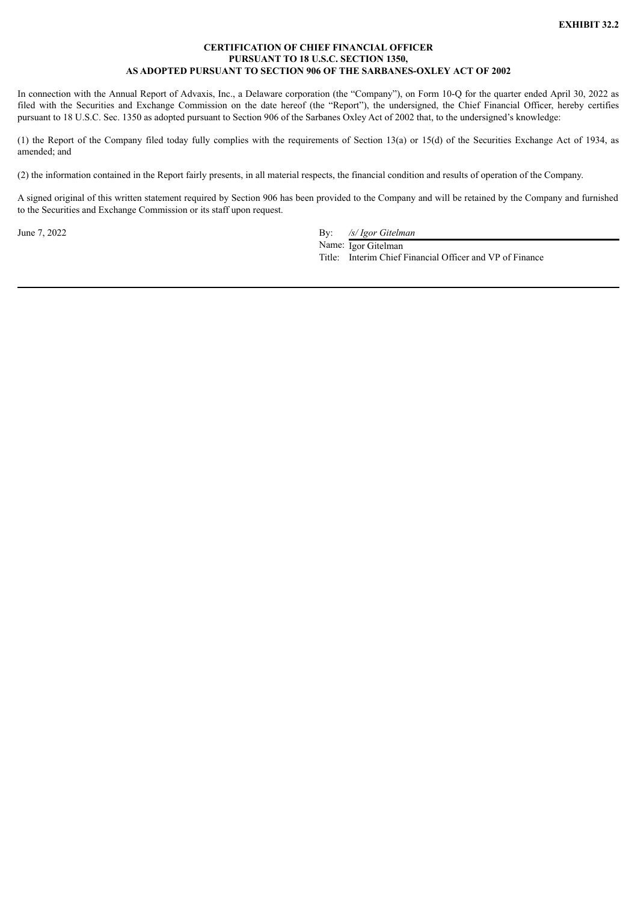**EXHIBIT 32.2**

**CERTIFICATION OF CHIEF FINANCIAL OFFICER**
**PURSUANT TO 18 U.S.C. SECTION 1350,**
**AS ADOPTED PURSUANT TO SECTION 906 OF THE SARBANES-OXLEY ACT OF 2002**

In connection with the Annual Report of Advaxis, Inc., a Delaware corporation (the "Company"), on Form 10-Q for the quarter ended April 30, 2022 as filed with the Securities and Exchange Commission on the date hereof (the "Report"), the undersigned, the Chief Financial Officer, hereby certifies pursuant to 18 U.S.C. Sec. 1350 as adopted pursuant to Section 906 of the Sarbanes Oxley Act of 2002 that, to the undersigned's knowledge:

(1) the Report of the Company filed today fully complies with the requirements of Section 13(a) or 15(d) of the Securities Exchange Act of 1934, as amended; and

(2) the information contained in the Report fairly presents, in all material respects, the financial condition and results of operation of the Company.

A signed original of this written statement required by Section 906 has been provided to the Company and will be retained by the Company and furnished to the Securities and Exchange Commission or its staff upon request.

June 7, 2022

By: */s/ Igor Gitelman*
Name: Igor Gitelman
Title: Interim Chief Financial Officer and VP of Finance